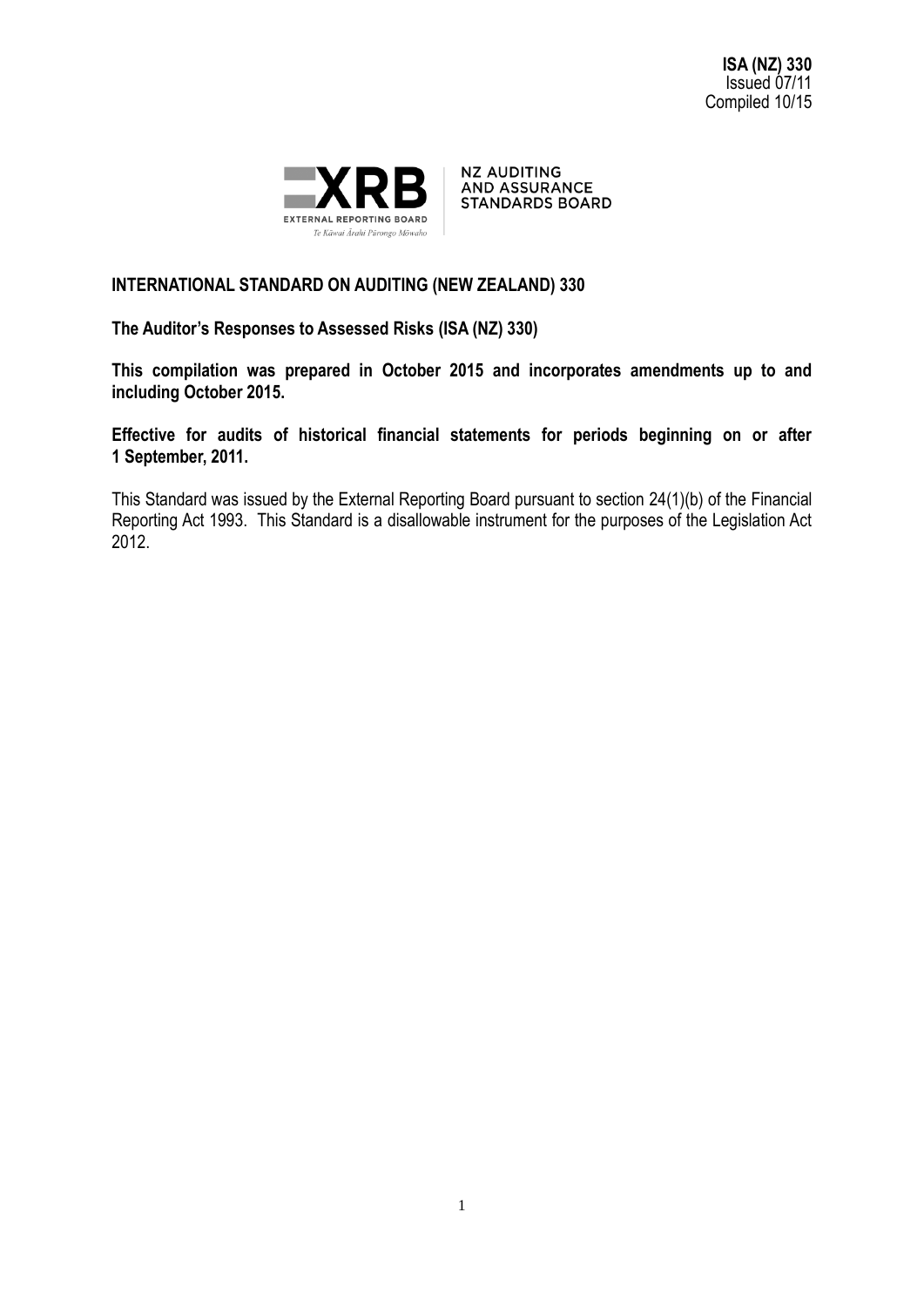**ISA (NZ) 330**
Issued 07/11
Compiled 10/15

NZ AUDITING AND ASSURANCE STANDARDS BOARD

**INTERNATIONAL STANDARD ON AUDITING (NEW ZEALAND) 330**

**The Auditor's Responses to Assessed Risks (ISA (NZ) 330)**

**This compilation was prepared in October 2015 and incorporates amendments up to and including October 2015.**

**Effective for audits of historical financial statements for periods beginning on or after 1 September, 2011.**

This Standard was issued by the External Reporting Board pursuant to section 24(1)(b) of the Financial Reporting Act 1993. This Standard is a disallowable instrument for the purposes of the Legislation Act 2012.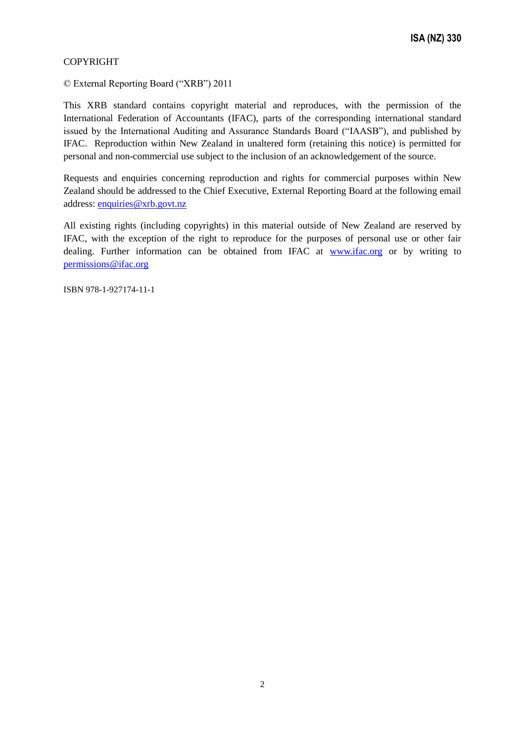COPYRIGHT

© External Reporting Board ("XRB") 2011

This XRB standard contains copyright material and reproduces, with the permission of the International Federation of Accountants (IFAC), parts of the corresponding international standard issued by the International Auditing and Assurance Standards Board ("IAASB"), and published by IFAC. Reproduction within New Zealand in unaltered form (retaining this notice) is permitted for personal and non-commercial use subject to the inclusion of an acknowledgement of the source.

Requests and enquiries concerning reproduction and rights for commercial purposes within New Zealand should be addressed to the Chief Executive, External Reporting Board at the following email address: enquiries@xrb.govt.nz

All existing rights (including copyrights) in this material outside of New Zealand are reserved by IFAC, with the exception of the right to reproduce for the purposes of personal use or other fair dealing. Further information can be obtained from IFAC at www.ifac.org or by writing to permissions@ifac.org

ISBN 978-1-927174-11-1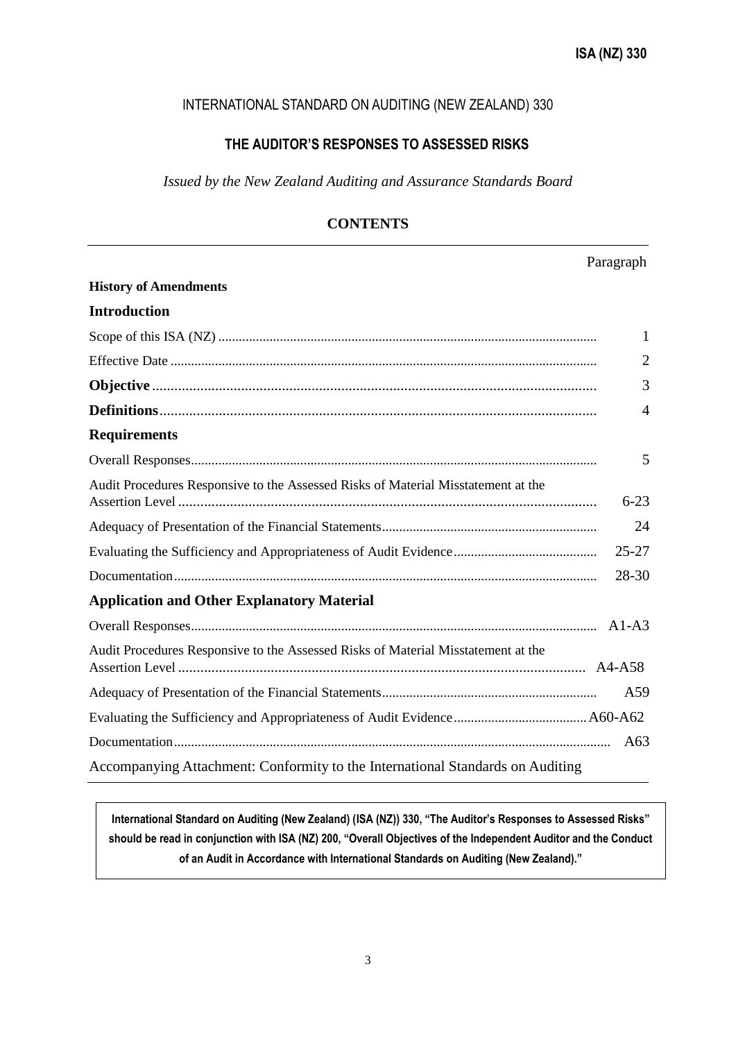# INTERNATIONAL STANDARD ON AUDITING (NEW ZEALAND) 330

## THE AUDITOR'S RESPONSES TO ASSESSED RISKS

*Issued by the New Zealand Auditing and Assurance Standards Board*

### CONTENTS

| | Paragraph |
|---|---|
| **History of Amendments** | |
| **Introduction** | |
| Scope of this ISA (NZ) | 1 |
| Effective Date | 2 |
| **Objective** | 3 |
| **Definitions** | 4 |
| **Requirements** | |
| Overall Responses | 5 |
| Audit Procedures Responsive to the Assessed Risks of Material Misstatement at the Assertion Level | 6-23 |
| Adequacy of Presentation of the Financial Statements | 24 |
| Evaluating the Sufficiency and Appropriateness of Audit Evidence | 25-27 |
| Documentation | 28-30 |
| **Application and Other Explanatory Material** | |
| Overall Responses | A1-A3 |
| Audit Procedures Responsive to the Assessed Risks of Material Misstatement at the Assertion Level | A4-A58 |
| Adequacy of Presentation of the Financial Statements | A59 |
| Evaluating the Sufficiency and Appropriateness of Audit Evidence | A60-A62 |
| Documentation | A63 |
| Accompanying Attachment: Conformity to the International Standards on Auditing | |

**International Standard on Auditing (New Zealand) (ISA (NZ)) 330, "The Auditor's Responses to Assessed Risks" should be read in conjunction with ISA (NZ) 200, "Overall Objectives of the Independent Auditor and the Conduct of an Audit in Accordance with International Standards on Auditing (New Zealand)."**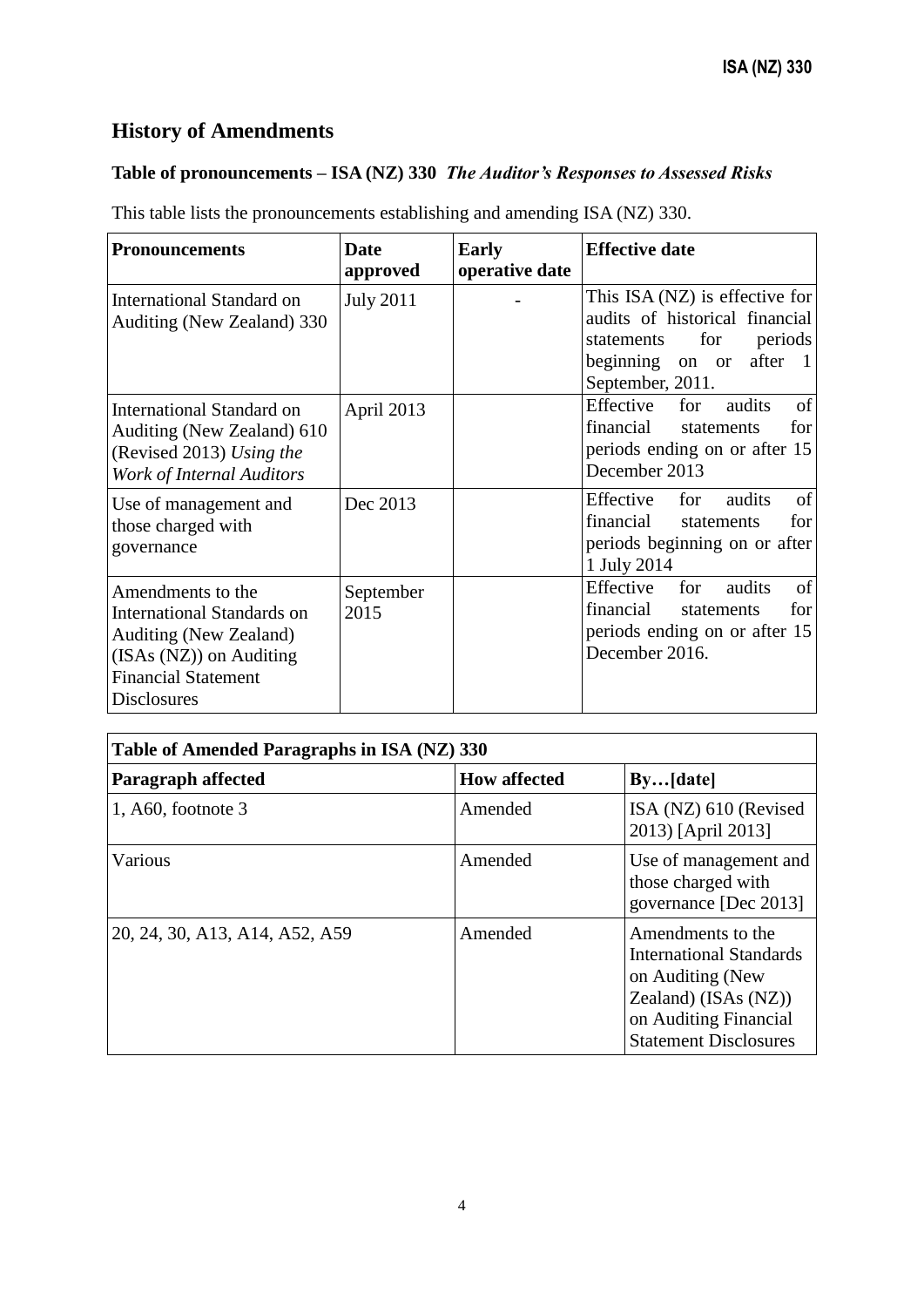## History of Amendments

### Table of pronouncements – ISA (NZ) 330 *The Auditor's Responses to Assessed Risks*

This table lists the pronouncements establishing and amending ISA (NZ) 330.

| Pronouncements | Date approved | Early operative date | Effective date |
|---|---|---|---|
| International Standard on Auditing (New Zealand) 330 | July 2011 | - | This ISA (NZ) is effective for audits of historical financial statements for periods beginning on or after 1 September, 2011. |
| International Standard on Auditing (New Zealand) 610 (Revised 2013) *Using the Work of Internal Auditors* | April 2013 | | Effective for audits of financial statements for periods ending on or after 15 December 2013 |
| Use of management and those charged with governance | Dec 2013 | | Effective for audits of financial statements for periods beginning on or after 1 July 2014 |
| Amendments to the International Standards on Auditing (New Zealand) (ISAs (NZ)) on Auditing Financial Statement Disclosures | September 2015 | | Effective for audits of financial statements for periods ending on or after 15 December 2016. |

| Table of Amended Paragraphs in ISA (NZ) 330 | | |
|---|---|---|
| **Paragraph affected** | **How affected** | **By…[date]** |
| 1, A60, footnote 3 | Amended | ISA (NZ) 610 (Revised 2013) [April 2013] |
| Various | Amended | Use of management and those charged with governance [Dec 2013] |
| 20, 24, 30, A13, A14, A52, A59 | Amended | Amendments to the International Standards on Auditing (New Zealand) (ISAs (NZ)) on Auditing Financial Statement Disclosures |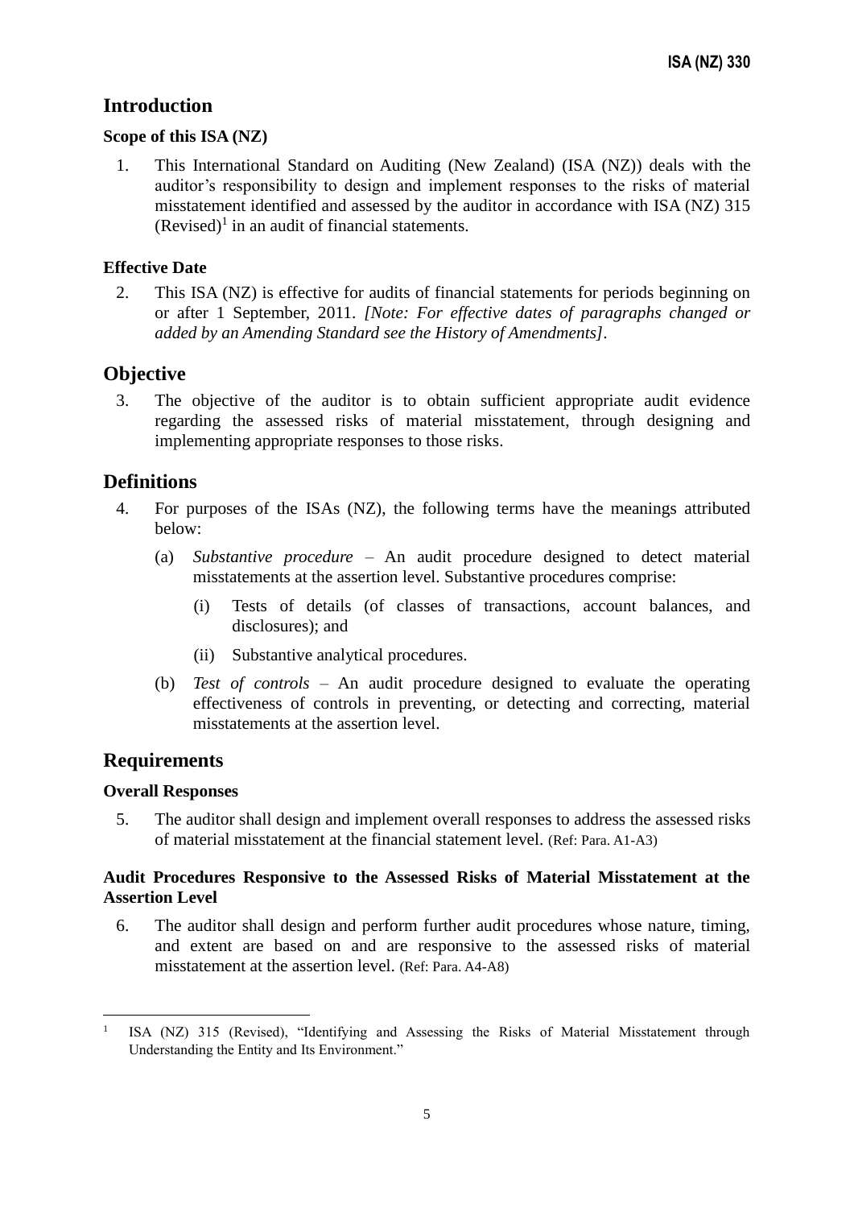## Introduction

### Scope of this ISA (NZ)

1. This International Standard on Auditing (New Zealand) (ISA (NZ)) deals with the auditor's responsibility to design and implement responses to the risks of material misstatement identified and assessed by the auditor in accordance with ISA (NZ) 315 (Revised)[1] in an audit of financial statements.

### Effective Date

2. This ISA (NZ) is effective for audits of financial statements for periods beginning on or after 1 September, 2011. *[Note: For effective dates of paragraphs changed or added by an Amending Standard see the History of Amendments]*.

## Objective

3. The objective of the auditor is to obtain sufficient appropriate audit evidence regarding the assessed risks of material misstatement, through designing and implementing appropriate responses to those risks.

## Definitions

4. For purposes of the ISAs (NZ), the following terms have the meanings attributed below:

   (a) *Substantive procedure* – An audit procedure designed to detect material misstatements at the assertion level. Substantive procedures comprise:

      (i) Tests of details (of classes of transactions, account balances, and disclosures); and

      (ii) Substantive analytical procedures.

   (b) *Test of controls* – An audit procedure designed to evaluate the operating effectiveness of controls in preventing, or detecting and correcting, material misstatements at the assertion level.

## Requirements

### Overall Responses

5. The auditor shall design and implement overall responses to address the assessed risks of material misstatement at the financial statement level. (Ref: Para. A1-A3)

### Audit Procedures Responsive to the Assessed Risks of Material Misstatement at the Assertion Level

6. The auditor shall design and perform further audit procedures whose nature, timing, and extent are based on and are responsive to the assessed risks of material misstatement at the assertion level. (Ref: Para. A4-A8)

---

[1] ISA (NZ) 315 (Revised), "Identifying and Assessing the Risks of Material Misstatement through Understanding the Entity and Its Environment."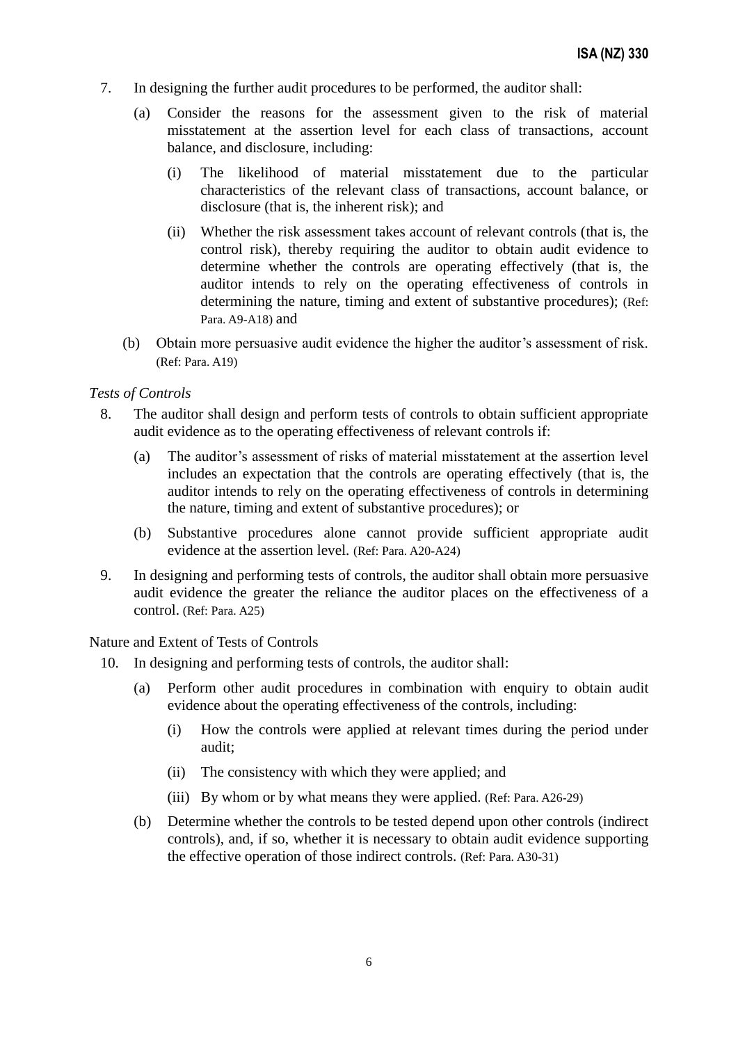7. In designing the further audit procedures to be performed, the auditor shall:

   (a) Consider the reasons for the assessment given to the risk of material misstatement at the assertion level for each class of transactions, account balance, and disclosure, including:

      (i) The likelihood of material misstatement due to the particular characteristics of the relevant class of transactions, account balance, or disclosure (that is, the inherent risk); and

      (ii) Whether the risk assessment takes account of relevant controls (that is, the control risk), thereby requiring the auditor to obtain audit evidence to determine whether the controls are operating effectively (that is, the auditor intends to rely on the operating effectiveness of controls in determining the nature, timing and extent of substantive procedures); (Ref: Para. A9-A18) and

   (b) Obtain more persuasive audit evidence the higher the auditor's assessment of risk. (Ref: Para. A19)

*Tests of Controls*

8. The auditor shall design and perform tests of controls to obtain sufficient appropriate audit evidence as to the operating effectiveness of relevant controls if:

   (a) The auditor's assessment of risks of material misstatement at the assertion level includes an expectation that the controls are operating effectively (that is, the auditor intends to rely on the operating effectiveness of controls in determining the nature, timing and extent of substantive procedures); or

   (b) Substantive procedures alone cannot provide sufficient appropriate audit evidence at the assertion level. (Ref: Para. A20-A24)

9. In designing and performing tests of controls, the auditor shall obtain more persuasive audit evidence the greater the reliance the auditor places on the effectiveness of a control. (Ref: Para. A25)

Nature and Extent of Tests of Controls

10. In designing and performing tests of controls, the auditor shall:

   (a) Perform other audit procedures in combination with enquiry to obtain audit evidence about the operating effectiveness of the controls, including:

      (i) How the controls were applied at relevant times during the period under audit;

      (ii) The consistency with which they were applied; and

      (iii) By whom or by what means they were applied. (Ref: Para. A26-29)

   (b) Determine whether the controls to be tested depend upon other controls (indirect controls), and, if so, whether it is necessary to obtain audit evidence supporting the effective operation of those indirect controls. (Ref: Para. A30-31)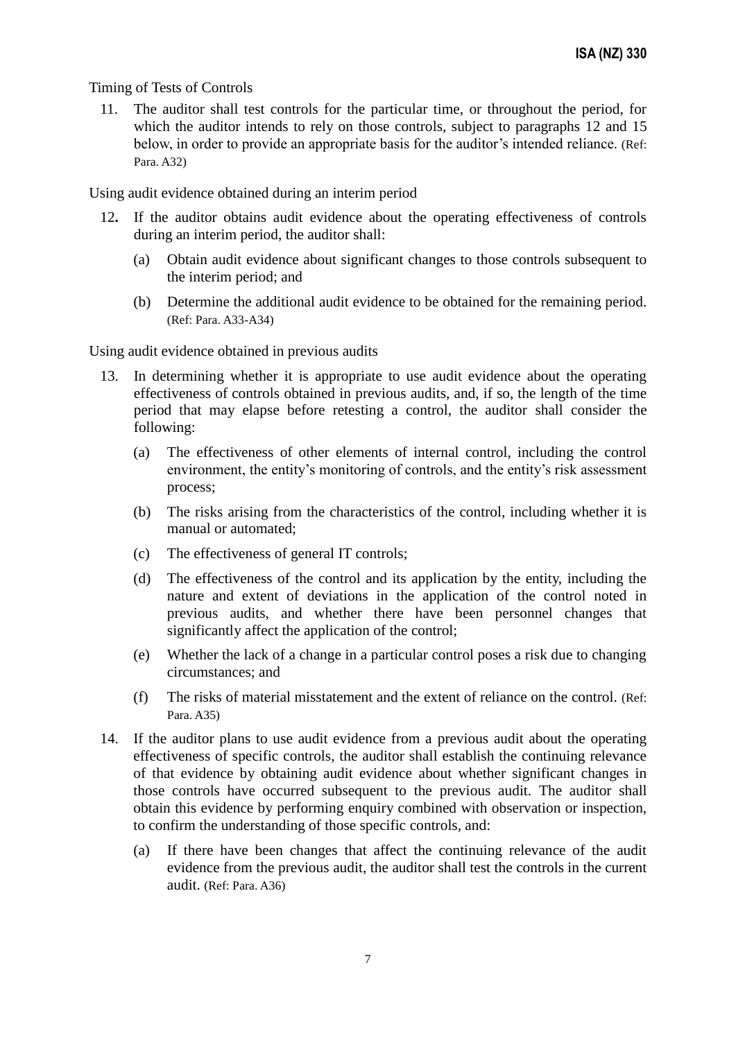Timing of Tests of Controls

11. The auditor shall test controls for the particular time, or throughout the period, for which the auditor intends to rely on those controls, subject to paragraphs 12 and 15 below, in order to provide an appropriate basis for the auditor's intended reliance. (Ref: Para. A32)

Using audit evidence obtained during an interim period

12. If the auditor obtains audit evidence about the operating effectiveness of controls during an interim period, the auditor shall:

    (a) Obtain audit evidence about significant changes to those controls subsequent to the interim period; and

    (b) Determine the additional audit evidence to be obtained for the remaining period. (Ref: Para. A33-A34)

Using audit evidence obtained in previous audits

13. In determining whether it is appropriate to use audit evidence about the operating effectiveness of controls obtained in previous audits, and, if so, the length of the time period that may elapse before retesting a control, the auditor shall consider the following:

    (a) The effectiveness of other elements of internal control, including the control environment, the entity's monitoring of controls, and the entity's risk assessment process;

    (b) The risks arising from the characteristics of the control, including whether it is manual or automated;

    (c) The effectiveness of general IT controls;

    (d) The effectiveness of the control and its application by the entity, including the nature and extent of deviations in the application of the control noted in previous audits, and whether there have been personnel changes that significantly affect the application of the control;

    (e) Whether the lack of a change in a particular control poses a risk due to changing circumstances; and

    (f) The risks of material misstatement and the extent of reliance on the control. (Ref: Para. A35)

14. If the auditor plans to use audit evidence from a previous audit about the operating effectiveness of specific controls, the auditor shall establish the continuing relevance of that evidence by obtaining audit evidence about whether significant changes in those controls have occurred subsequent to the previous audit. The auditor shall obtain this evidence by performing enquiry combined with observation or inspection, to confirm the understanding of those specific controls, and:

    (a) If there have been changes that affect the continuing relevance of the audit evidence from the previous audit, the auditor shall test the controls in the current audit. (Ref: Para. A36)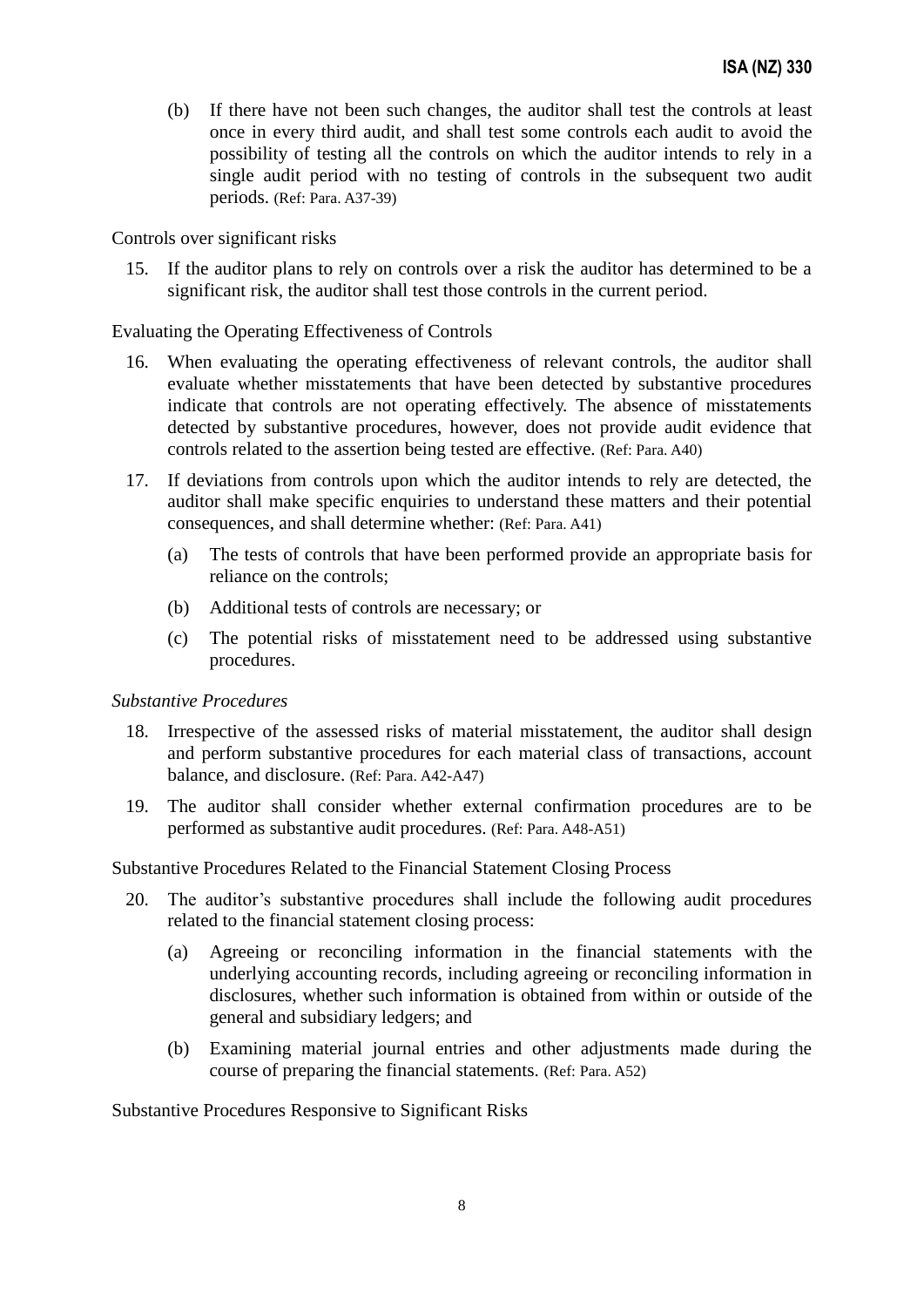(b) If there have not been such changes, the auditor shall test the controls at least once in every third audit, and shall test some controls each audit to avoid the possibility of testing all the controls on which the auditor intends to rely in a single audit period with no testing of controls in the subsequent two audit periods. (Ref: Para. A37-39)

Controls over significant risks

15. If the auditor plans to rely on controls over a risk the auditor has determined to be a significant risk, the auditor shall test those controls in the current period.

Evaluating the Operating Effectiveness of Controls

16. When evaluating the operating effectiveness of relevant controls, the auditor shall evaluate whether misstatements that have been detected by substantive procedures indicate that controls are not operating effectively. The absence of misstatements detected by substantive procedures, however, does not provide audit evidence that controls related to the assertion being tested are effective. (Ref: Para. A40)

17. If deviations from controls upon which the auditor intends to rely are detected, the auditor shall make specific enquiries to understand these matters and their potential consequences, and shall determine whether: (Ref: Para. A41)

    (a) The tests of controls that have been performed provide an appropriate basis for reliance on the controls;

    (b) Additional tests of controls are necessary; or

    (c) The potential risks of misstatement need to be addressed using substantive procedures.

*Substantive Procedures*

18. Irrespective of the assessed risks of material misstatement, the auditor shall design and perform substantive procedures for each material class of transactions, account balance, and disclosure. (Ref: Para. A42-A47)

19. The auditor shall consider whether external confirmation procedures are to be performed as substantive audit procedures. (Ref: Para. A48-A51)

Substantive Procedures Related to the Financial Statement Closing Process

20. The auditor's substantive procedures shall include the following audit procedures related to the financial statement closing process:

    (a) Agreeing or reconciling information in the financial statements with the underlying accounting records, including agreeing or reconciling information in disclosures, whether such information is obtained from within or outside of the general and subsidiary ledgers; and

    (b) Examining material journal entries and other adjustments made during the course of preparing the financial statements. (Ref: Para. A52)

Substantive Procedures Responsive to Significant Risks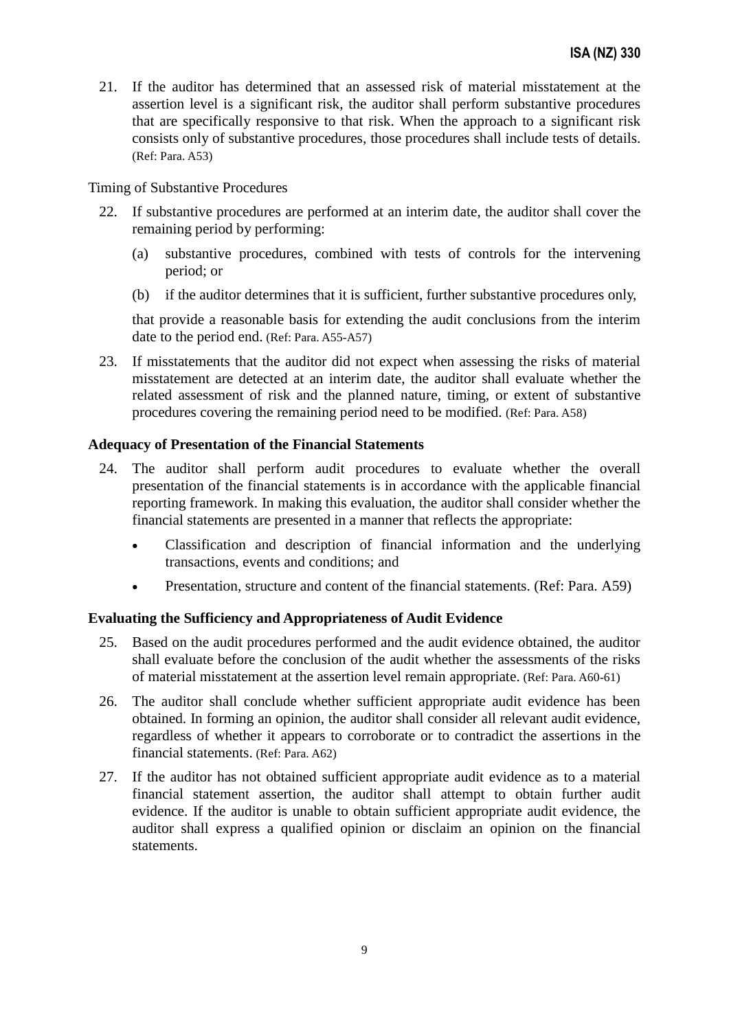21. If the auditor has determined that an assessed risk of material misstatement at the assertion level is a significant risk, the auditor shall perform substantive procedures that are specifically responsive to that risk. When the approach to a significant risk consists only of substantive procedures, those procedures shall include tests of details. (Ref: Para. A53)

Timing of Substantive Procedures

22. If substantive procedures are performed at an interim date, the auditor shall cover the remaining period by performing:

    (a) substantive procedures, combined with tests of controls for the intervening period; or

    (b) if the auditor determines that it is sufficient, further substantive procedures only,

    that provide a reasonable basis for extending the audit conclusions from the interim date to the period end. (Ref: Para. A55-A57)

23. If misstatements that the auditor did not expect when assessing the risks of material misstatement are detected at an interim date, the auditor shall evaluate whether the related assessment of risk and the planned nature, timing, or extent of substantive procedures covering the remaining period need to be modified. (Ref: Para. A58)

**Adequacy of Presentation of the Financial Statements**

24. The auditor shall perform audit procedures to evaluate whether the overall presentation of the financial statements is in accordance with the applicable financial reporting framework. In making this evaluation, the auditor shall consider whether the financial statements are presented in a manner that reflects the appropriate:

    - Classification and description of financial information and the underlying transactions, events and conditions; and
    - Presentation, structure and content of the financial statements. (Ref: Para. A59)

**Evaluating the Sufficiency and Appropriateness of Audit Evidence**

25. Based on the audit procedures performed and the audit evidence obtained, the auditor shall evaluate before the conclusion of the audit whether the assessments of the risks of material misstatement at the assertion level remain appropriate. (Ref: Para. A60-61)

26. The auditor shall conclude whether sufficient appropriate audit evidence has been obtained. In forming an opinion, the auditor shall consider all relevant audit evidence, regardless of whether it appears to corroborate or to contradict the assertions in the financial statements. (Ref: Para. A62)

27. If the auditor has not obtained sufficient appropriate audit evidence as to a material financial statement assertion, the auditor shall attempt to obtain further audit evidence. If the auditor is unable to obtain sufficient appropriate audit evidence, the auditor shall express a qualified opinion or disclaim an opinion on the financial statements.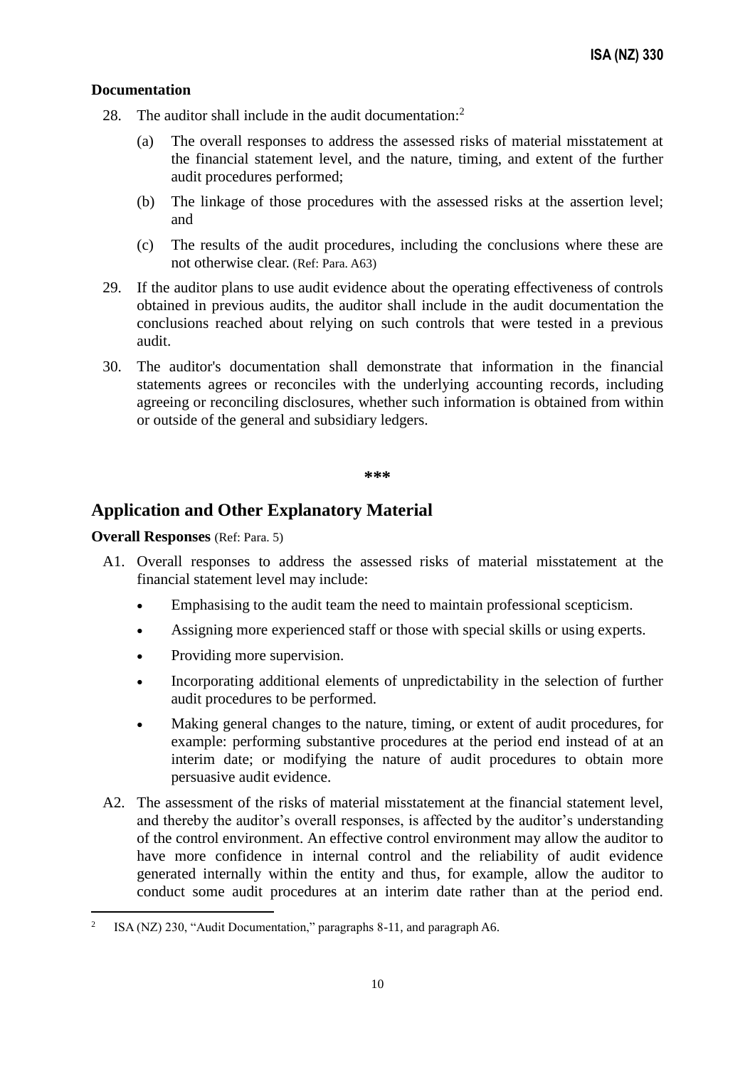### Documentation

28. The auditor shall include in the audit documentation:[2]

    (a) The overall responses to address the assessed risks of material misstatement at the financial statement level, and the nature, timing, and extent of the further audit procedures performed;

    (b) The linkage of those procedures with the assessed risks at the assertion level; and

    (c) The results of the audit procedures, including the conclusions where these are not otherwise clear. (Ref: Para. A63)

29. If the auditor plans to use audit evidence about the operating effectiveness of controls obtained in previous audits, the auditor shall include in the audit documentation the conclusions reached about relying on such controls that were tested in a previous audit.

30. The auditor's documentation shall demonstrate that information in the financial statements agrees or reconciles with the underlying accounting records, including agreeing or reconciling disclosures, whether such information is obtained from within or outside of the general and subsidiary ledgers.

\*\*\*

## Application and Other Explanatory Material

### Overall Responses (Ref: Para. 5)

A1. Overall responses to address the assessed risks of material misstatement at the financial statement level may include:

- Emphasising to the audit team the need to maintain professional scepticism.
- Assigning more experienced staff or those with special skills or using experts.
- Providing more supervision.
- Incorporating additional elements of unpredictability in the selection of further audit procedures to be performed.
- Making general changes to the nature, timing, or extent of audit procedures, for example: performing substantive procedures at the period end instead of at an interim date; or modifying the nature of audit procedures to obtain more persuasive audit evidence.

A2. The assessment of the risks of material misstatement at the financial statement level, and thereby the auditor's overall responses, is affected by the auditor's understanding of the control environment. An effective control environment may allow the auditor to have more confidence in internal control and the reliability of audit evidence generated internally within the entity and thus, for example, allow the auditor to conduct some audit procedures at an interim date rather than at the period end.

---

[2] ISA (NZ) 230, "Audit Documentation," paragraphs 8-11, and paragraph A6.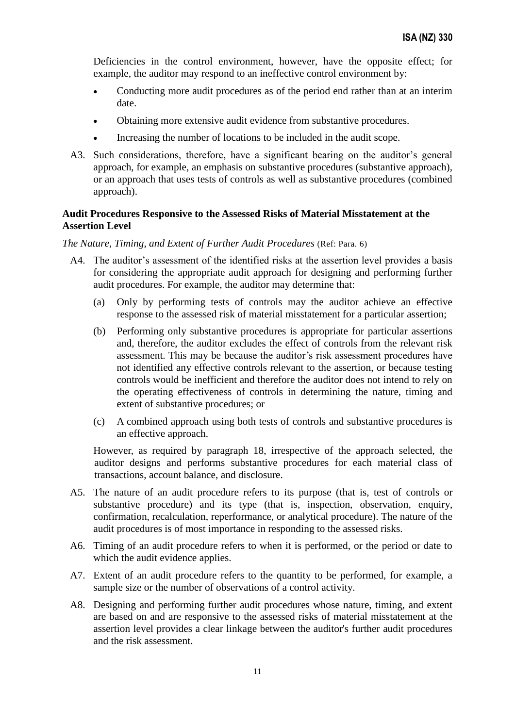Deficiencies in the control environment, however, have the opposite effect; for example, the auditor may respond to an ineffective control environment by:

- Conducting more audit procedures as of the period end rather than at an interim date.
- Obtaining more extensive audit evidence from substantive procedures.
- Increasing the number of locations to be included in the audit scope.

A3. Such considerations, therefore, have a significant bearing on the auditor's general approach, for example, an emphasis on substantive procedures (substantive approach), or an approach that uses tests of controls as well as substantive procedures (combined approach).

**Audit Procedures Responsive to the Assessed Risks of Material Misstatement at the Assertion Level**

*The Nature, Timing, and Extent of Further Audit Procedures* (Ref: Para. 6)

A4. The auditor's assessment of the identified risks at the assertion level provides a basis for considering the appropriate audit approach for designing and performing further audit procedures. For example, the auditor may determine that:

(a) Only by performing tests of controls may the auditor achieve an effective response to the assessed risk of material misstatement for a particular assertion;

(b) Performing only substantive procedures is appropriate for particular assertions and, therefore, the auditor excludes the effect of controls from the relevant risk assessment. This may be because the auditor's risk assessment procedures have not identified any effective controls relevant to the assertion, or because testing controls would be inefficient and therefore the auditor does not intend to rely on the operating effectiveness of controls in determining the nature, timing and extent of substantive procedures; or

(c) A combined approach using both tests of controls and substantive procedures is an effective approach.

However, as required by paragraph 18, irrespective of the approach selected, the auditor designs and performs substantive procedures for each material class of transactions, account balance, and disclosure.

A5. The nature of an audit procedure refers to its purpose (that is, test of controls or substantive procedure) and its type (that is, inspection, observation, enquiry, confirmation, recalculation, reperformance, or analytical procedure). The nature of the audit procedures is of most importance in responding to the assessed risks.

A6. Timing of an audit procedure refers to when it is performed, or the period or date to which the audit evidence applies.

A7. Extent of an audit procedure refers to the quantity to be performed, for example, a sample size or the number of observations of a control activity.

A8. Designing and performing further audit procedures whose nature, timing, and extent are based on and are responsive to the assessed risks of material misstatement at the assertion level provides a clear linkage between the auditor's further audit procedures and the risk assessment.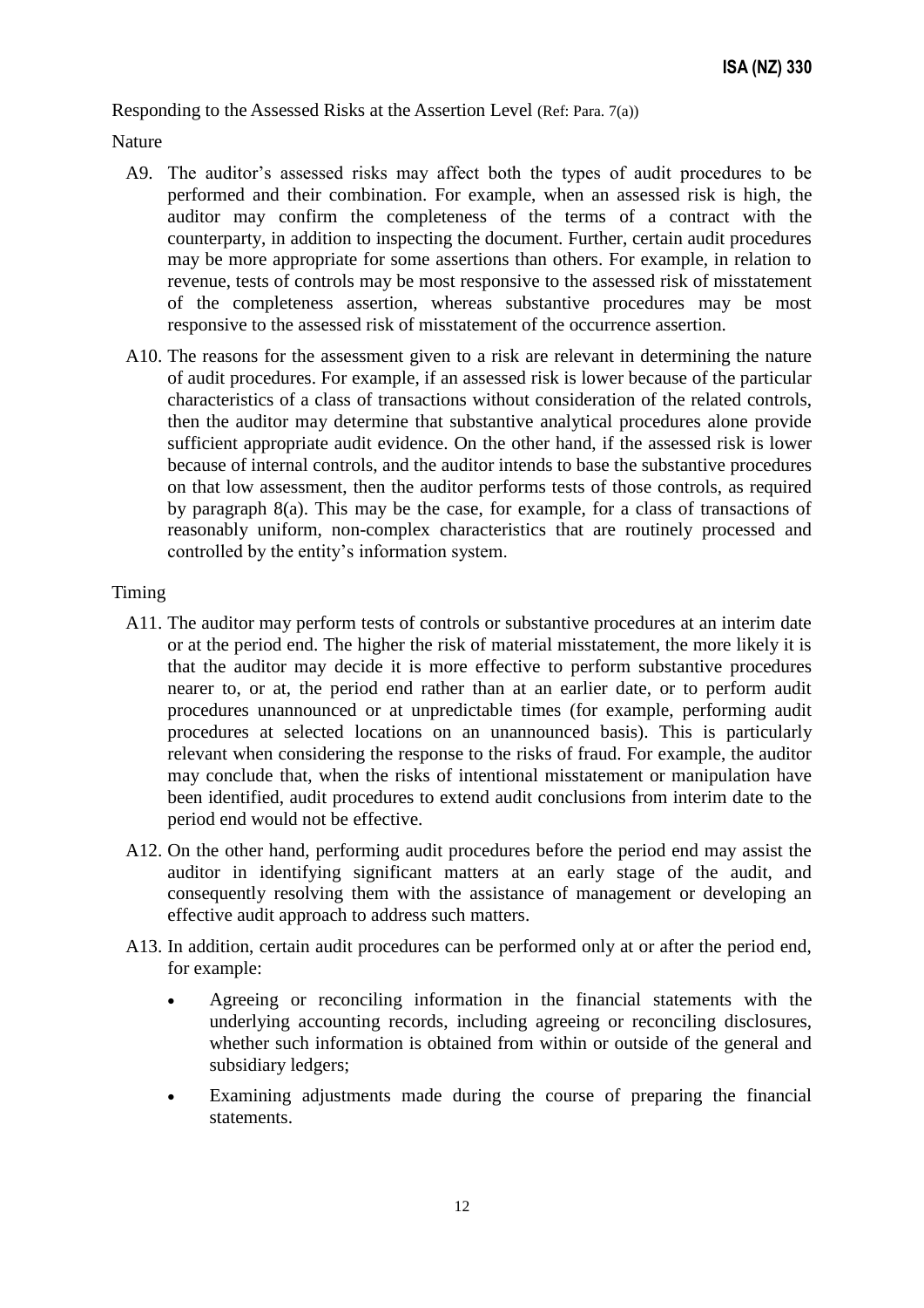Responding to the Assessed Risks at the Assertion Level (Ref: Para. 7(a))

Nature

A9. The auditor's assessed risks may affect both the types of audit procedures to be performed and their combination. For example, when an assessed risk is high, the auditor may confirm the completeness of the terms of a contract with the counterparty, in addition to inspecting the document. Further, certain audit procedures may be more appropriate for some assertions than others. For example, in relation to revenue, tests of controls may be most responsive to the assessed risk of misstatement of the completeness assertion, whereas substantive procedures may be most responsive to the assessed risk of misstatement of the occurrence assertion.

A10. The reasons for the assessment given to a risk are relevant in determining the nature of audit procedures. For example, if an assessed risk is lower because of the particular characteristics of a class of transactions without consideration of the related controls, then the auditor may determine that substantive analytical procedures alone provide sufficient appropriate audit evidence. On the other hand, if the assessed risk is lower because of internal controls, and the auditor intends to base the substantive procedures on that low assessment, then the auditor performs tests of those controls, as required by paragraph 8(a). This may be the case, for example, for a class of transactions of reasonably uniform, non-complex characteristics that are routinely processed and controlled by the entity's information system.

Timing

A11. The auditor may perform tests of controls or substantive procedures at an interim date or at the period end. The higher the risk of material misstatement, the more likely it is that the auditor may decide it is more effective to perform substantive procedures nearer to, or at, the period end rather than at an earlier date, or to perform audit procedures unannounced or at unpredictable times (for example, performing audit procedures at selected locations on an unannounced basis). This is particularly relevant when considering the response to the risks of fraud. For example, the auditor may conclude that, when the risks of intentional misstatement or manipulation have been identified, audit procedures to extend audit conclusions from interim date to the period end would not be effective.

A12. On the other hand, performing audit procedures before the period end may assist the auditor in identifying significant matters at an early stage of the audit, and consequently resolving them with the assistance of management or developing an effective audit approach to address such matters.

A13. In addition, certain audit procedures can be performed only at or after the period end, for example:

- Agreeing or reconciling information in the financial statements with the underlying accounting records, including agreeing or reconciling disclosures, whether such information is obtained from within or outside of the general and subsidiary ledgers;
- Examining adjustments made during the course of preparing the financial statements.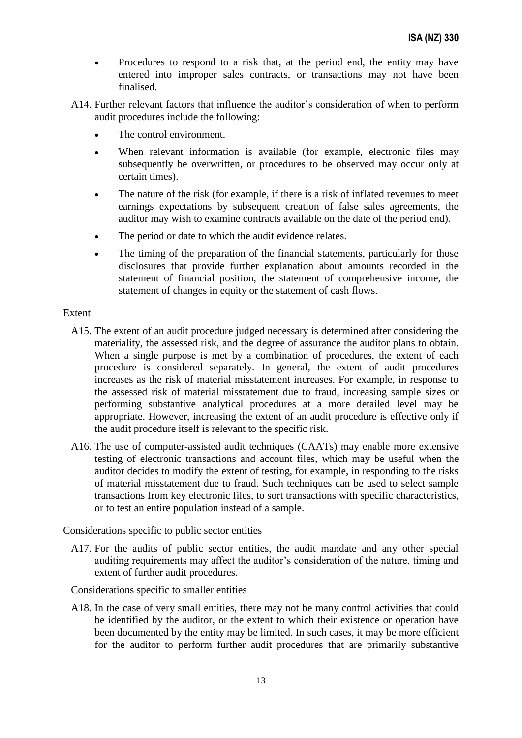- Procedures to respond to a risk that, at the period end, the entity may have entered into improper sales contracts, or transactions may not have been finalised.

A14. Further relevant factors that influence the auditor's consideration of when to perform audit procedures include the following:

- The control environment.
- When relevant information is available (for example, electronic files may subsequently be overwritten, or procedures to be observed may occur only at certain times).
- The nature of the risk (for example, if there is a risk of inflated revenues to meet earnings expectations by subsequent creation of false sales agreements, the auditor may wish to examine contracts available on the date of the period end).
- The period or date to which the audit evidence relates.
- The timing of the preparation of the financial statements, particularly for those disclosures that provide further explanation about amounts recorded in the statement of financial position, the statement of comprehensive income, the statement of changes in equity or the statement of cash flows.

Extent

A15. The extent of an audit procedure judged necessary is determined after considering the materiality, the assessed risk, and the degree of assurance the auditor plans to obtain. When a single purpose is met by a combination of procedures, the extent of each procedure is considered separately. In general, the extent of audit procedures increases as the risk of material misstatement increases. For example, in response to the assessed risk of material misstatement due to fraud, increasing sample sizes or performing substantive analytical procedures at a more detailed level may be appropriate. However, increasing the extent of an audit procedure is effective only if the audit procedure itself is relevant to the specific risk.

A16. The use of computer-assisted audit techniques (CAATs) may enable more extensive testing of electronic transactions and account files, which may be useful when the auditor decides to modify the extent of testing, for example, in responding to the risks of material misstatement due to fraud. Such techniques can be used to select sample transactions from key electronic files, to sort transactions with specific characteristics, or to test an entire population instead of a sample.

Considerations specific to public sector entities

A17. For the audits of public sector entities, the audit mandate and any other special auditing requirements may affect the auditor's consideration of the nature, timing and extent of further audit procedures.

Considerations specific to smaller entities

A18. In the case of very small entities, there may not be many control activities that could be identified by the auditor, or the extent to which their existence or operation have been documented by the entity may be limited. In such cases, it may be more efficient for the auditor to perform further audit procedures that are primarily substantive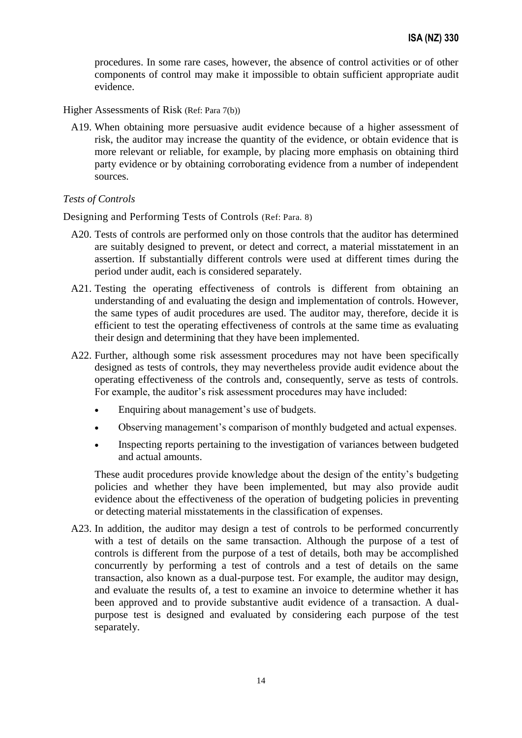procedures. In some rare cases, however, the absence of control activities or of other components of control may make it impossible to obtain sufficient appropriate audit evidence.

Higher Assessments of Risk (Ref: Para 7(b))

A19. When obtaining more persuasive audit evidence because of a higher assessment of risk, the auditor may increase the quantity of the evidence, or obtain evidence that is more relevant or reliable, for example, by placing more emphasis on obtaining third party evidence or by obtaining corroborating evidence from a number of independent sources.

*Tests of Controls*

Designing and Performing Tests of Controls (Ref: Para. 8)

A20. Tests of controls are performed only on those controls that the auditor has determined are suitably designed to prevent, or detect and correct, a material misstatement in an assertion. If substantially different controls were used at different times during the period under audit, each is considered separately.

A21. Testing the operating effectiveness of controls is different from obtaining an understanding of and evaluating the design and implementation of controls. However, the same types of audit procedures are used. The auditor may, therefore, decide it is efficient to test the operating effectiveness of controls at the same time as evaluating their design and determining that they have been implemented.

A22. Further, although some risk assessment procedures may not have been specifically designed as tests of controls, they may nevertheless provide audit evidence about the operating effectiveness of the controls and, consequently, serve as tests of controls. For example, the auditor's risk assessment procedures may have included:

- Enquiring about management's use of budgets.
- Observing management's comparison of monthly budgeted and actual expenses.
- Inspecting reports pertaining to the investigation of variances between budgeted and actual amounts.

These audit procedures provide knowledge about the design of the entity's budgeting policies and whether they have been implemented, but may also provide audit evidence about the effectiveness of the operation of budgeting policies in preventing or detecting material misstatements in the classification of expenses.

A23. In addition, the auditor may design a test of controls to be performed concurrently with a test of details on the same transaction. Although the purpose of a test of controls is different from the purpose of a test of details, both may be accomplished concurrently by performing a test of controls and a test of details on the same transaction, also known as a dual-purpose test. For example, the auditor may design, and evaluate the results of, a test to examine an invoice to determine whether it has been approved and to provide substantive audit evidence of a transaction. A dual-purpose test is designed and evaluated by considering each purpose of the test separately.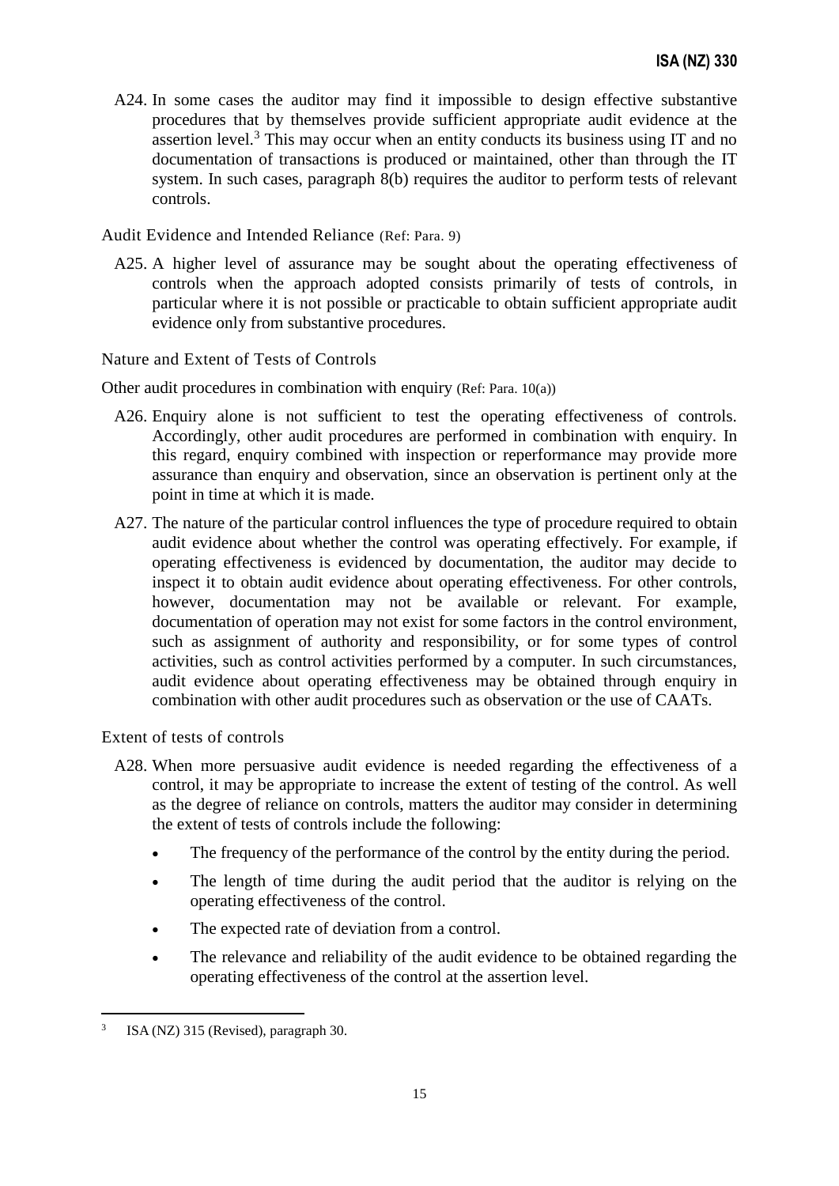A24. In some cases the auditor may find it impossible to design effective substantive procedures that by themselves provide sufficient appropriate audit evidence at the assertion level.[3] This may occur when an entity conducts its business using IT and no documentation of transactions is produced or maintained, other than through the IT system. In such cases, paragraph 8(b) requires the auditor to perform tests of relevant controls.

### Audit Evidence and Intended Reliance (Ref: Para. 9)

A25. A higher level of assurance may be sought about the operating effectiveness of controls when the approach adopted consists primarily of tests of controls, in particular where it is not possible or practicable to obtain sufficient appropriate audit evidence only from substantive procedures.

### Nature and Extent of Tests of Controls

#### Other audit procedures in combination with enquiry (Ref: Para. 10(a))

A26. Enquiry alone is not sufficient to test the operating effectiveness of controls. Accordingly, other audit procedures are performed in combination with enquiry. In this regard, enquiry combined with inspection or reperformance may provide more assurance than enquiry and observation, since an observation is pertinent only at the point in time at which it is made.

A27. The nature of the particular control influences the type of procedure required to obtain audit evidence about whether the control was operating effectively. For example, if operating effectiveness is evidenced by documentation, the auditor may decide to inspect it to obtain audit evidence about operating effectiveness. For other controls, however, documentation may not be available or relevant. For example, documentation of operation may not exist for some factors in the control environment, such as assignment of authority and responsibility, or for some types of control activities, such as control activities performed by a computer. In such circumstances, audit evidence about operating effectiveness may be obtained through enquiry in combination with other audit procedures such as observation or the use of CAATs.

#### Extent of tests of controls

A28. When more persuasive audit evidence is needed regarding the effectiveness of a control, it may be appropriate to increase the extent of testing of the control. As well as the degree of reliance on controls, matters the auditor may consider in determining the extent of tests of controls include the following:

- The frequency of the performance of the control by the entity during the period.
- The length of time during the audit period that the auditor is relying on the operating effectiveness of the control.
- The expected rate of deviation from a control.
- The relevance and reliability of the audit evidence to be obtained regarding the operating effectiveness of the control at the assertion level.

---

[3] ISA (NZ) 315 (Revised), paragraph 30.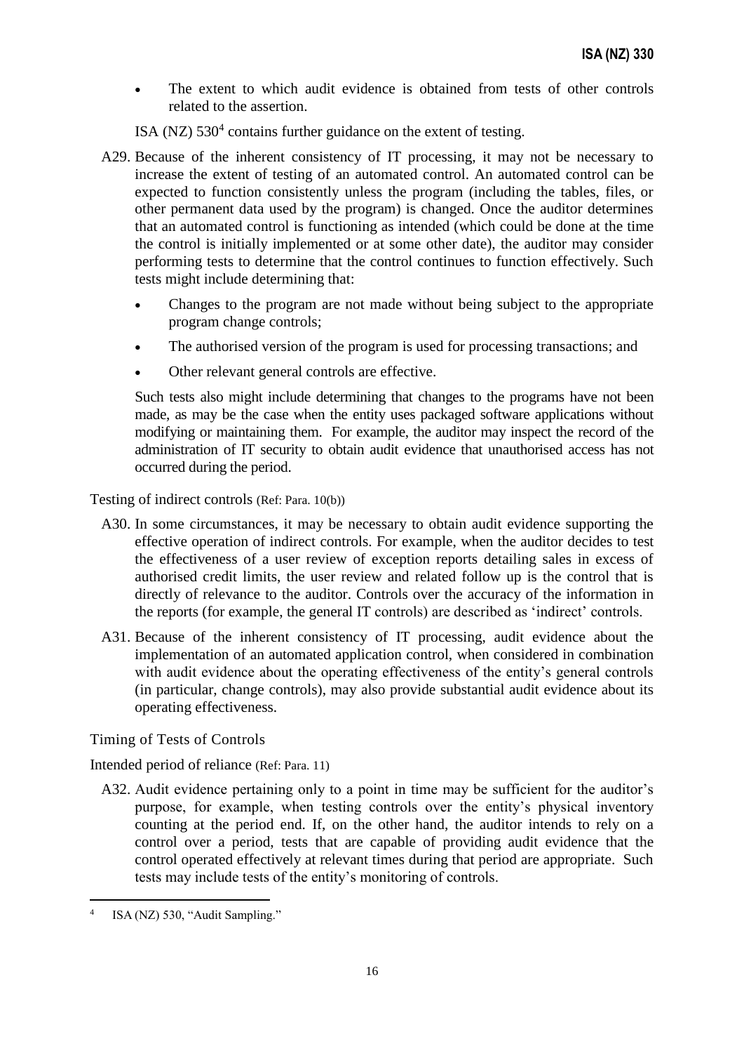- The extent to which audit evidence is obtained from tests of other controls related to the assertion.

ISA (NZ) 530[4] contains further guidance on the extent of testing.

A29. Because of the inherent consistency of IT processing, it may not be necessary to increase the extent of testing of an automated control. An automated control can be expected to function consistently unless the program (including the tables, files, or other permanent data used by the program) is changed. Once the auditor determines that an automated control is functioning as intended (which could be done at the time the control is initially implemented or at some other date), the auditor may consider performing tests to determine that the control continues to function effectively. Such tests might include determining that:

- Changes to the program are not made without being subject to the appropriate program change controls;
- The authorised version of the program is used for processing transactions; and
- Other relevant general controls are effective.

Such tests also might include determining that changes to the programs have not been made, as may be the case when the entity uses packaged software applications without modifying or maintaining them. For example, the auditor may inspect the record of the administration of IT security to obtain audit evidence that unauthorised access has not occurred during the period.

Testing of indirect controls (Ref: Para. 10(b))

A30. In some circumstances, it may be necessary to obtain audit evidence supporting the effective operation of indirect controls. For example, when the auditor decides to test the effectiveness of a user review of exception reports detailing sales in excess of authorised credit limits, the user review and related follow up is the control that is directly of relevance to the auditor. Controls over the accuracy of the information in the reports (for example, the general IT controls) are described as 'indirect' controls.

A31. Because of the inherent consistency of IT processing, audit evidence about the implementation of an automated application control, when considered in combination with audit evidence about the operating effectiveness of the entity's general controls (in particular, change controls), may also provide substantial audit evidence about its operating effectiveness.

Timing of Tests of Controls

Intended period of reliance (Ref: Para. 11)

A32. Audit evidence pertaining only to a point in time may be sufficient for the auditor's purpose, for example, when testing controls over the entity's physical inventory counting at the period end. If, on the other hand, the auditor intends to rely on a control over a period, tests that are capable of providing audit evidence that the control operated effectively at relevant times during that period are appropriate. Such tests may include tests of the entity's monitoring of controls.

[4] ISA (NZ) 530, "Audit Sampling."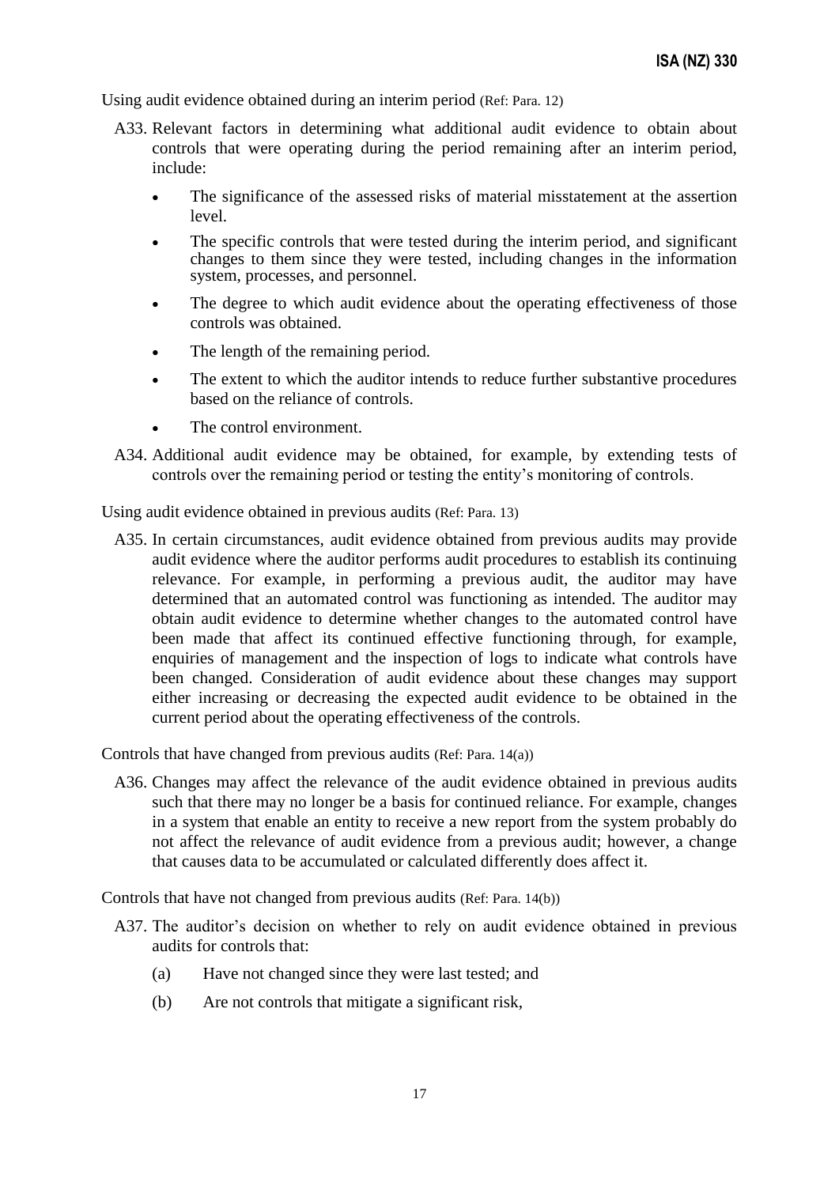Using audit evidence obtained during an interim period (Ref: Para. 12)

A33. Relevant factors in determining what additional audit evidence to obtain about controls that were operating during the period remaining after an interim period, include:

- The significance of the assessed risks of material misstatement at the assertion level.
- The specific controls that were tested during the interim period, and significant changes to them since they were tested, including changes in the information system, processes, and personnel.
- The degree to which audit evidence about the operating effectiveness of those controls was obtained.
- The length of the remaining period.
- The extent to which the auditor intends to reduce further substantive procedures based on the reliance of controls.
- The control environment.

A34. Additional audit evidence may be obtained, for example, by extending tests of controls over the remaining period or testing the entity's monitoring of controls.

Using audit evidence obtained in previous audits (Ref: Para. 13)

A35. In certain circumstances, audit evidence obtained from previous audits may provide audit evidence where the auditor performs audit procedures to establish its continuing relevance. For example, in performing a previous audit, the auditor may have determined that an automated control was functioning as intended. The auditor may obtain audit evidence to determine whether changes to the automated control have been made that affect its continued effective functioning through, for example, enquiries of management and the inspection of logs to indicate what controls have been changed. Consideration of audit evidence about these changes may support either increasing or decreasing the expected audit evidence to be obtained in the current period about the operating effectiveness of the controls.

Controls that have changed from previous audits (Ref: Para. 14(a))

A36. Changes may affect the relevance of the audit evidence obtained in previous audits such that there may no longer be a basis for continued reliance. For example, changes in a system that enable an entity to receive a new report from the system probably do not affect the relevance of audit evidence from a previous audit; however, a change that causes data to be accumulated or calculated differently does affect it.

Controls that have not changed from previous audits (Ref: Para. 14(b))

A37. The auditor's decision on whether to rely on audit evidence obtained in previous audits for controls that:

(a) Have not changed since they were last tested; and

(b) Are not controls that mitigate a significant risk,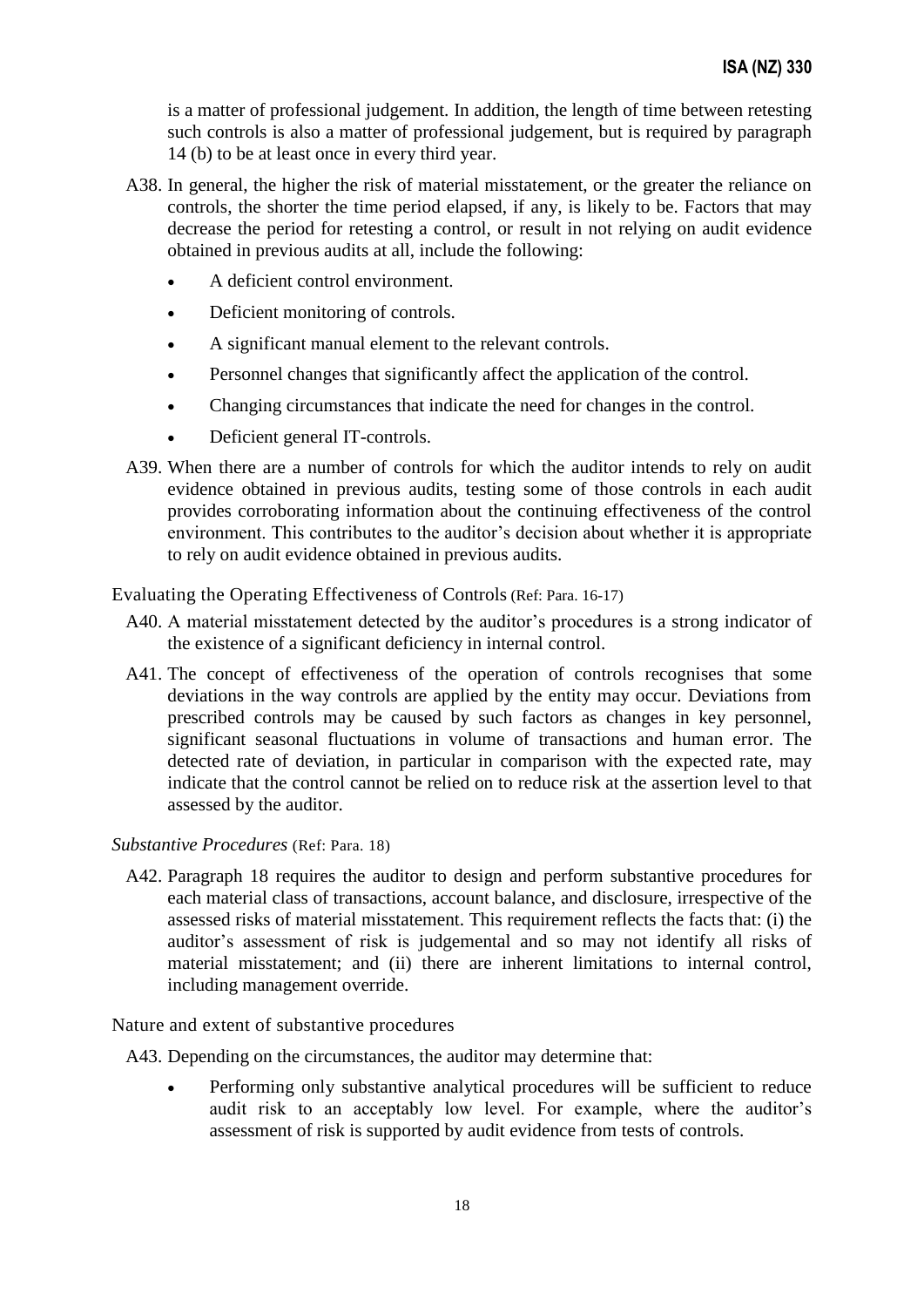is a matter of professional judgement. In addition, the length of time between retesting such controls is also a matter of professional judgement, but is required by paragraph 14 (b) to be at least once in every third year.

A38. In general, the higher the risk of material misstatement, or the greater the reliance on controls, the shorter the time period elapsed, if any, is likely to be. Factors that may decrease the period for retesting a control, or result in not relying on audit evidence obtained in previous audits at all, include the following:

- A deficient control environment.
- Deficient monitoring of controls.
- A significant manual element to the relevant controls.
- Personnel changes that significantly affect the application of the control.
- Changing circumstances that indicate the need for changes in the control.
- Deficient general IT-controls.

A39. When there are a number of controls for which the auditor intends to rely on audit evidence obtained in previous audits, testing some of those controls in each audit provides corroborating information about the continuing effectiveness of the control environment. This contributes to the auditor's decision about whether it is appropriate to rely on audit evidence obtained in previous audits.

Evaluating the Operating Effectiveness of Controls (Ref: Para. 16-17)

A40. A material misstatement detected by the auditor's procedures is a strong indicator of the existence of a significant deficiency in internal control.

A41. The concept of effectiveness of the operation of controls recognises that some deviations in the way controls are applied by the entity may occur. Deviations from prescribed controls may be caused by such factors as changes in key personnel, significant seasonal fluctuations in volume of transactions and human error. The detected rate of deviation, in particular in comparison with the expected rate, may indicate that the control cannot be relied on to reduce risk at the assertion level to that assessed by the auditor.

*Substantive Procedures* (Ref: Para. 18)

A42. Paragraph 18 requires the auditor to design and perform substantive procedures for each material class of transactions, account balance, and disclosure, irrespective of the assessed risks of material misstatement. This requirement reflects the facts that: (i) the auditor's assessment of risk is judgemental and so may not identify all risks of material misstatement; and (ii) there are inherent limitations to internal control, including management override.

Nature and extent of substantive procedures

A43. Depending on the circumstances, the auditor may determine that:

- Performing only substantive analytical procedures will be sufficient to reduce audit risk to an acceptably low level. For example, where the auditor's assessment of risk is supported by audit evidence from tests of controls.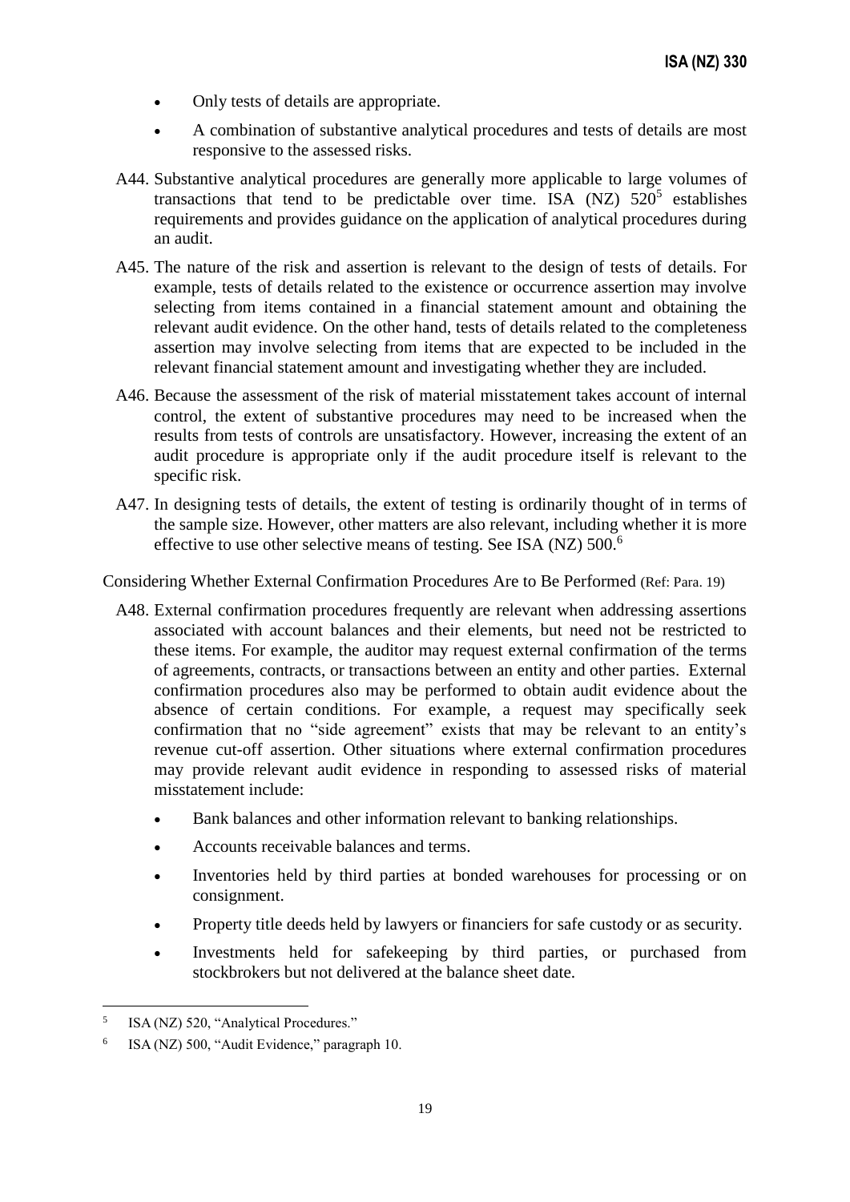- Only tests of details are appropriate.
- A combination of substantive analytical procedures and tests of details are most responsive to the assessed risks.

A44. Substantive analytical procedures are generally more applicable to large volumes of transactions that tend to be predictable over time. ISA (NZ) 520[5] establishes requirements and provides guidance on the application of analytical procedures during an audit.

A45. The nature of the risk and assertion is relevant to the design of tests of details. For example, tests of details related to the existence or occurrence assertion may involve selecting from items contained in a financial statement amount and obtaining the relevant audit evidence. On the other hand, tests of details related to the completeness assertion may involve selecting from items that are expected to be included in the relevant financial statement amount and investigating whether they are included.

A46. Because the assessment of the risk of material misstatement takes account of internal control, the extent of substantive procedures may need to be increased when the results from tests of controls are unsatisfactory. However, increasing the extent of an audit procedure is appropriate only if the audit procedure itself is relevant to the specific risk.

A47. In designing tests of details, the extent of testing is ordinarily thought of in terms of the sample size. However, other matters are also relevant, including whether it is more effective to use other selective means of testing. See ISA (NZ) 500.[6]

Considering Whether External Confirmation Procedures Are to Be Performed (Ref: Para. 19)

A48. External confirmation procedures frequently are relevant when addressing assertions associated with account balances and their elements, but need not be restricted to these items. For example, the auditor may request external confirmation of the terms of agreements, contracts, or transactions between an entity and other parties. External confirmation procedures also may be performed to obtain audit evidence about the absence of certain conditions. For example, a request may specifically seek confirmation that no "side agreement" exists that may be relevant to an entity's revenue cut-off assertion. Other situations where external confirmation procedures may provide relevant audit evidence in responding to assessed risks of material misstatement include:

- Bank balances and other information relevant to banking relationships.
- Accounts receivable balances and terms.
- Inventories held by third parties at bonded warehouses for processing or on consignment.
- Property title deeds held by lawyers or financiers for safe custody or as security.
- Investments held for safekeeping by third parties, or purchased from stockbrokers but not delivered at the balance sheet date.

---

[5] ISA (NZ) 520, "Analytical Procedures."

[6] ISA (NZ) 500, "Audit Evidence," paragraph 10.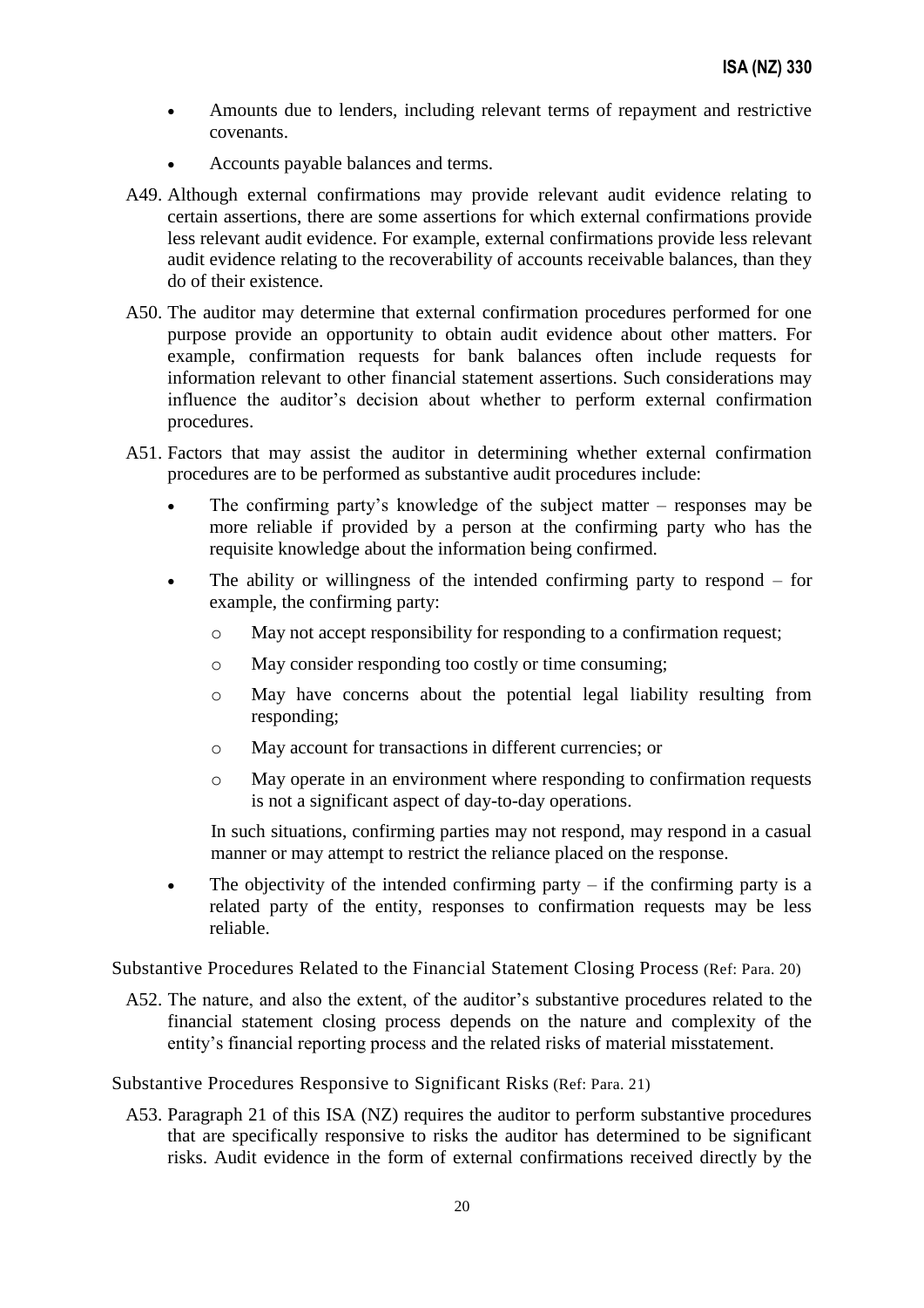- Amounts due to lenders, including relevant terms of repayment and restrictive covenants.
- Accounts payable balances and terms.

A49. Although external confirmations may provide relevant audit evidence relating to certain assertions, there are some assertions for which external confirmations provide less relevant audit evidence. For example, external confirmations provide less relevant audit evidence relating to the recoverability of accounts receivable balances, than they do of their existence.

A50. The auditor may determine that external confirmation procedures performed for one purpose provide an opportunity to obtain audit evidence about other matters. For example, confirmation requests for bank balances often include requests for information relevant to other financial statement assertions. Such considerations may influence the auditor's decision about whether to perform external confirmation procedures.

A51. Factors that may assist the auditor in determining whether external confirmation procedures are to be performed as substantive audit procedures include:

- The confirming party's knowledge of the subject matter – responses may be more reliable if provided by a person at the confirming party who has the requisite knowledge about the information being confirmed.
- The ability or willingness of the intended confirming party to respond – for example, the confirming party:
  - May not accept responsibility for responding to a confirmation request;
  - May consider responding too costly or time consuming;
  - May have concerns about the potential legal liability resulting from responding;
  - May account for transactions in different currencies; or
  - May operate in an environment where responding to confirmation requests is not a significant aspect of day-to-day operations.

  In such situations, confirming parties may not respond, may respond in a casual manner or may attempt to restrict the reliance placed on the response.
- The objectivity of the intended confirming party – if the confirming party is a related party of the entity, responses to confirmation requests may be less reliable.

Substantive Procedures Related to the Financial Statement Closing Process (Ref: Para. 20)

A52. The nature, and also the extent, of the auditor's substantive procedures related to the financial statement closing process depends on the nature and complexity of the entity's financial reporting process and the related risks of material misstatement.

Substantive Procedures Responsive to Significant Risks (Ref: Para. 21)

A53. Paragraph 21 of this ISA (NZ) requires the auditor to perform substantive procedures that are specifically responsive to risks the auditor has determined to be significant risks. Audit evidence in the form of external confirmations received directly by the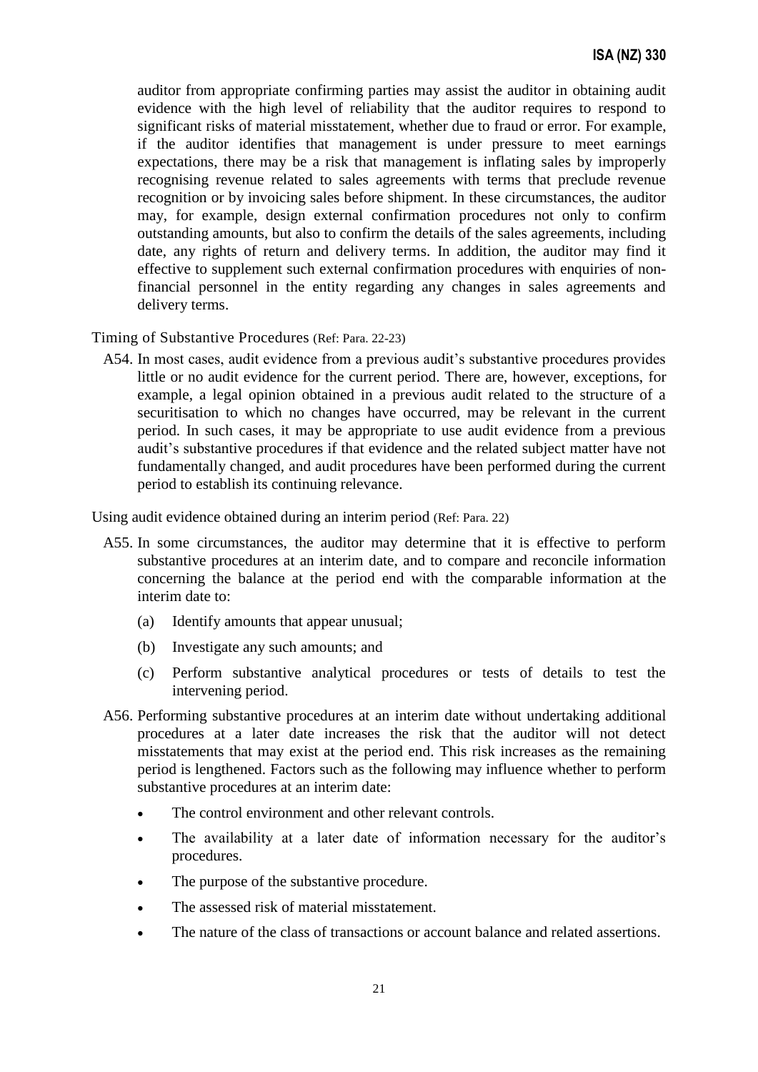auditor from appropriate confirming parties may assist the auditor in obtaining audit evidence with the high level of reliability that the auditor requires to respond to significant risks of material misstatement, whether due to fraud or error. For example, if the auditor identifies that management is under pressure to meet earnings expectations, there may be a risk that management is inflating sales by improperly recognising revenue related to sales agreements with terms that preclude revenue recognition or by invoicing sales before shipment. In these circumstances, the auditor may, for example, design external confirmation procedures not only to confirm outstanding amounts, but also to confirm the details of the sales agreements, including date, any rights of return and delivery terms. In addition, the auditor may find it effective to supplement such external confirmation procedures with enquiries of non-financial personnel in the entity regarding any changes in sales agreements and delivery terms.

Timing of Substantive Procedures (Ref: Para. 22-23)

A54. In most cases, audit evidence from a previous audit's substantive procedures provides little or no audit evidence for the current period. There are, however, exceptions, for example, a legal opinion obtained in a previous audit related to the structure of a securitisation to which no changes have occurred, may be relevant in the current period. In such cases, it may be appropriate to use audit evidence from a previous audit's substantive procedures if that evidence and the related subject matter have not fundamentally changed, and audit procedures have been performed during the current period to establish its continuing relevance.

Using audit evidence obtained during an interim period (Ref: Para. 22)

A55. In some circumstances, the auditor may determine that it is effective to perform substantive procedures at an interim date, and to compare and reconcile information concerning the balance at the period end with the comparable information at the interim date to:

(a) Identify amounts that appear unusual;

(b) Investigate any such amounts; and

(c) Perform substantive analytical procedures or tests of details to test the intervening period.

A56. Performing substantive procedures at an interim date without undertaking additional procedures at a later date increases the risk that the auditor will not detect misstatements that may exist at the period end. This risk increases as the remaining period is lengthened. Factors such as the following may influence whether to perform substantive procedures at an interim date:

- The control environment and other relevant controls.
- The availability at a later date of information necessary for the auditor's procedures.
- The purpose of the substantive procedure.
- The assessed risk of material misstatement.
- The nature of the class of transactions or account balance and related assertions.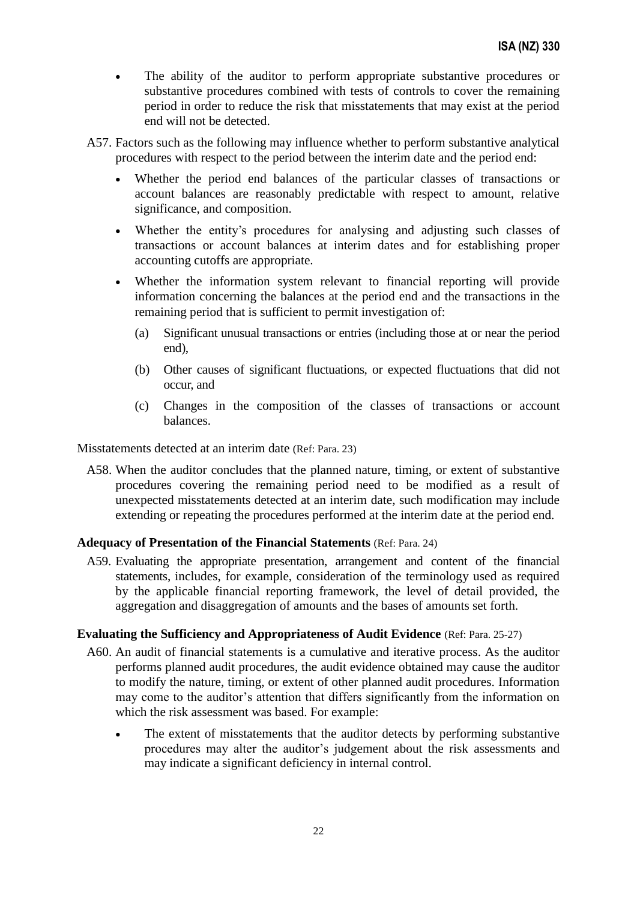- The ability of the auditor to perform appropriate substantive procedures or substantive procedures combined with tests of controls to cover the remaining period in order to reduce the risk that misstatements that may exist at the period end will not be detected.

A57. Factors such as the following may influence whether to perform substantive analytical procedures with respect to the period between the interim date and the period end:

- Whether the period end balances of the particular classes of transactions or account balances are reasonably predictable with respect to amount, relative significance, and composition.
- Whether the entity's procedures for analysing and adjusting such classes of transactions or account balances at interim dates and for establishing proper accounting cutoffs are appropriate.
- Whether the information system relevant to financial reporting will provide information concerning the balances at the period end and the transactions in the remaining period that is sufficient to permit investigation of:
  - (a) Significant unusual transactions or entries (including those at or near the period end),
  - (b) Other causes of significant fluctuations, or expected fluctuations that did not occur, and
  - (c) Changes in the composition of the classes of transactions or account balances.

Misstatements detected at an interim date (Ref: Para. 23)

A58. When the auditor concludes that the planned nature, timing, or extent of substantive procedures covering the remaining period need to be modified as a result of unexpected misstatements detected at an interim date, such modification may include extending or repeating the procedures performed at the interim date at the period end.

### Adequacy of Presentation of the Financial Statements (Ref: Para. 24)

A59. Evaluating the appropriate presentation, arrangement and content of the financial statements, includes, for example, consideration of the terminology used as required by the applicable financial reporting framework, the level of detail provided, the aggregation and disaggregation of amounts and the bases of amounts set forth.

### Evaluating the Sufficiency and Appropriateness of Audit Evidence (Ref: Para. 25-27)

A60. An audit of financial statements is a cumulative and iterative process. As the auditor performs planned audit procedures, the audit evidence obtained may cause the auditor to modify the nature, timing, or extent of other planned audit procedures. Information may come to the auditor's attention that differs significantly from the information on which the risk assessment was based. For example:

- The extent of misstatements that the auditor detects by performing substantive procedures may alter the auditor's judgement about the risk assessments and may indicate a significant deficiency in internal control.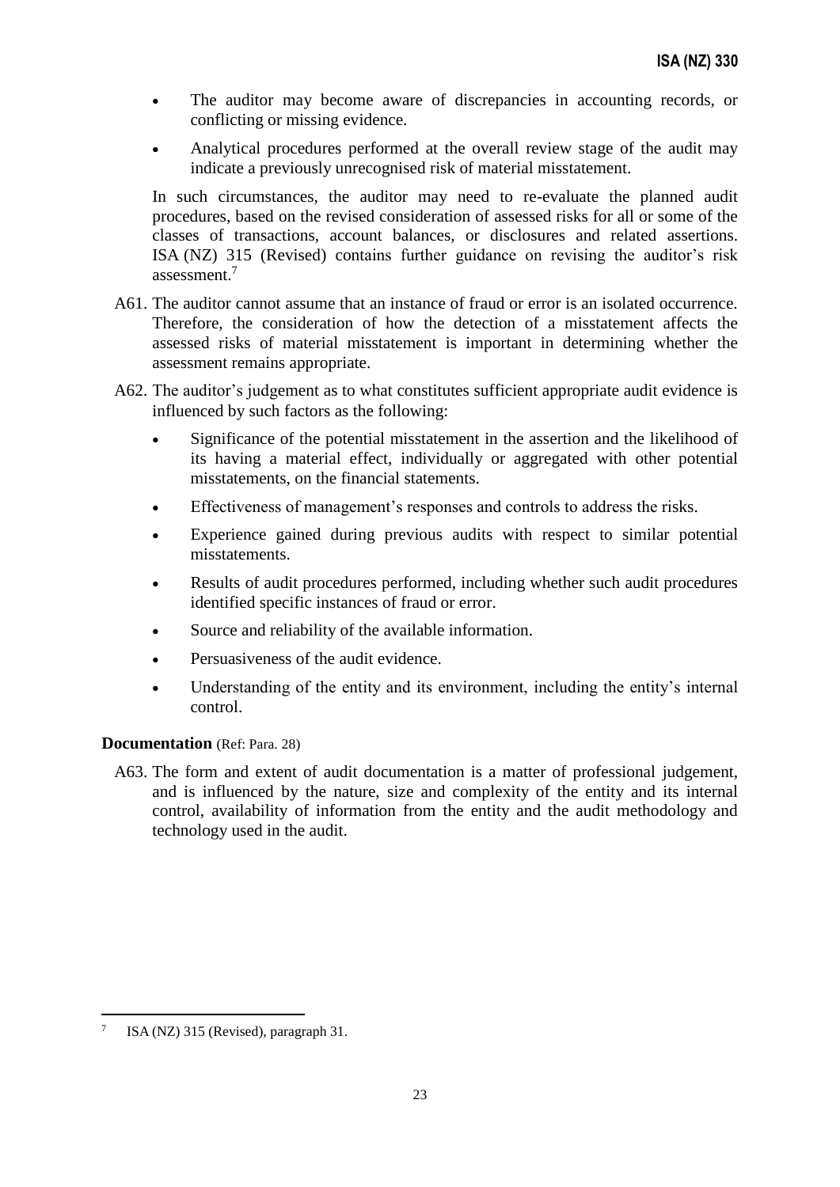- The auditor may become aware of discrepancies in accounting records, or conflicting or missing evidence.
- Analytical procedures performed at the overall review stage of the audit may indicate a previously unrecognised risk of material misstatement.

In such circumstances, the auditor may need to re-evaluate the planned audit procedures, based on the revised consideration of assessed risks for all or some of the classes of transactions, account balances, or disclosures and related assertions. ISA (NZ) 315 (Revised) contains further guidance on revising the auditor's risk assessment.[7]

A61. The auditor cannot assume that an instance of fraud or error is an isolated occurrence. Therefore, the consideration of how the detection of a misstatement affects the assessed risks of material misstatement is important in determining whether the assessment remains appropriate.

A62. The auditor's judgement as to what constitutes sufficient appropriate audit evidence is influenced by such factors as the following:

- Significance of the potential misstatement in the assertion and the likelihood of its having a material effect, individually or aggregated with other potential misstatements, on the financial statements.
- Effectiveness of management's responses and controls to address the risks.
- Experience gained during previous audits with respect to similar potential misstatements.
- Results of audit procedures performed, including whether such audit procedures identified specific instances of fraud or error.
- Source and reliability of the available information.
- Persuasiveness of the audit evidence.
- Understanding of the entity and its environment, including the entity's internal control.

**Documentation** (Ref: Para. 28)

A63. The form and extent of audit documentation is a matter of professional judgement, and is influenced by the nature, size and complexity of the entity and its internal control, availability of information from the entity and the audit methodology and technology used in the audit.

[7] ISA (NZ) 315 (Revised), paragraph 31.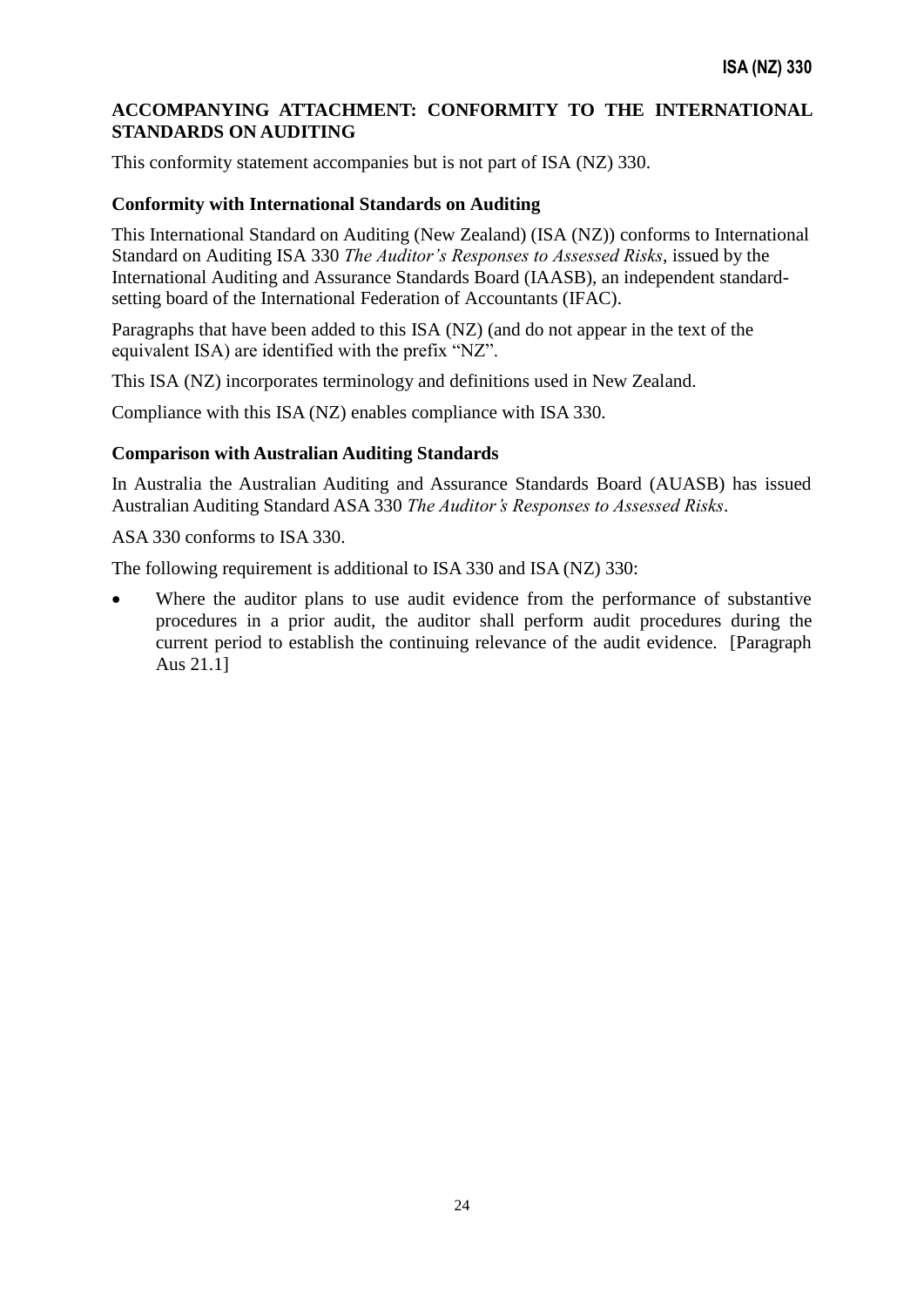## ACCOMPANYING ATTACHMENT: CONFORMITY TO THE INTERNATIONAL STANDARDS ON AUDITING

This conformity statement accompanies but is not part of ISA (NZ) 330.

### Conformity with International Standards on Auditing

This International Standard on Auditing (New Zealand) (ISA (NZ)) conforms to International Standard on Auditing ISA 330 *The Auditor's Responses to Assessed Risks*, issued by the International Auditing and Assurance Standards Board (IAASB), an independent standard-setting board of the International Federation of Accountants (IFAC).

Paragraphs that have been added to this ISA (NZ) (and do not appear in the text of the equivalent ISA) are identified with the prefix "NZ".

This ISA (NZ) incorporates terminology and definitions used in New Zealand.

Compliance with this ISA (NZ) enables compliance with ISA 330.

### Comparison with Australian Auditing Standards

In Australia the Australian Auditing and Assurance Standards Board (AUASB) has issued Australian Auditing Standard ASA 330 *The Auditor's Responses to Assessed Risks*.

ASA 330 conforms to ISA 330.

The following requirement is additional to ISA 330 and ISA (NZ) 330:

- Where the auditor plans to use audit evidence from the performance of substantive procedures in a prior audit, the auditor shall perform audit procedures during the current period to establish the continuing relevance of the audit evidence. [Paragraph Aus 21.1]